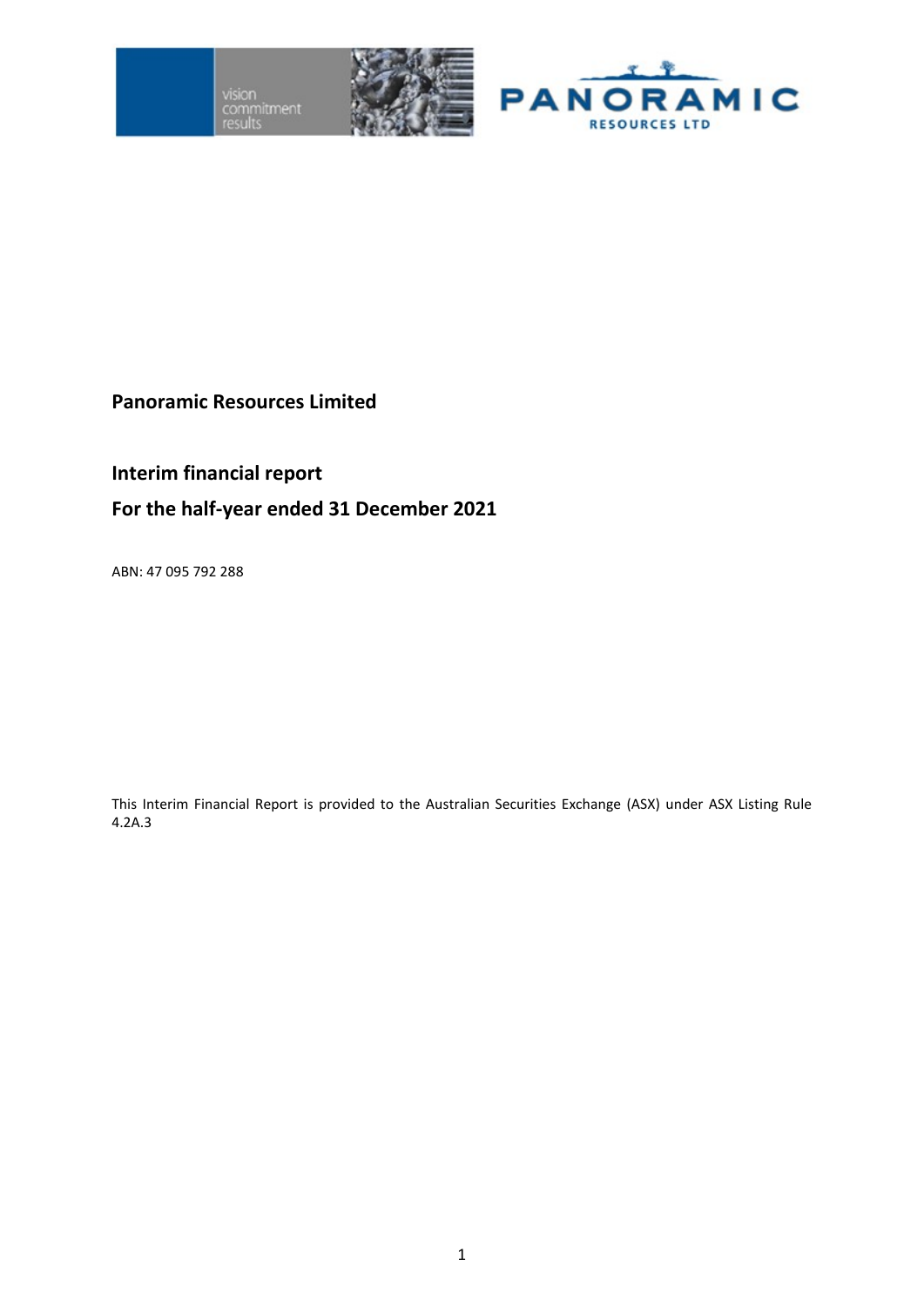# Panoramic Resources Limited

## Interim financial report

## For the half-year ended 31 December 2021

ABN: 47 095 792 288

This Interim Financial Report is provided to the Australian Securities Exchange (ASX) under ASX Listing Rule 4.2A.3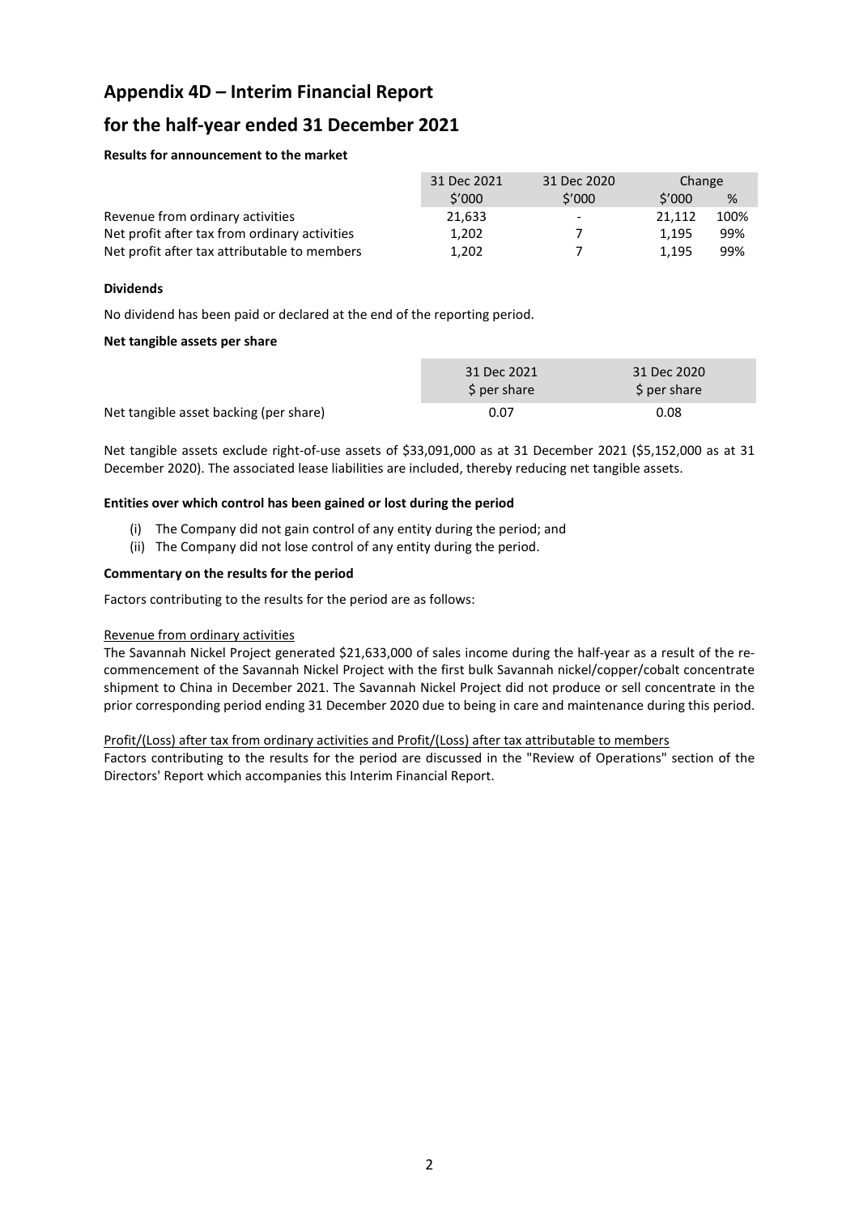# Appendix 4D – Interim Financial Report

# for the half-year ended 31 December 2021

**Results for announcement to the market**

| | 31 Dec 2021 | 31 Dec 2020 | Change | |
|---|---|---|---|---|
| | $'000 | $'000 | $'000 | % |
| Revenue from ordinary activities | 21,633 | - | 21,112 | 100% |
| Net profit after tax from ordinary activities | 1,202 | 7 | 1,195 | 99% |
| Net profit after tax attributable to members | 1,202 | 7 | 1,195 | 99% |

**Dividends**

No dividend has been paid or declared at the end of the reporting period.

**Net tangible assets per share**

| | 31 Dec 2021 | 31 Dec 2020 |
|---|---|---|
| | $ per share | $ per share |
| Net tangible asset backing (per share) | 0.07 | 0.08 |

Net tangible assets exclude right-of-use assets of $33,091,000 as at 31 December 2021 ($5,152,000 as at 31 December 2020). The associated lease liabilities are included, thereby reducing net tangible assets.

**Entities over which control has been gained or lost during the period**

(i) The Company did not gain control of any entity during the period; and
(ii) The Company did not lose control of any entity during the period.

**Commentary on the results for the period**

Factors contributing to the results for the period are as follows:

Revenue from ordinary activities

The Savannah Nickel Project generated $21,633,000 of sales income during the half-year as a result of the re-commencement of the Savannah Nickel Project with the first bulk Savannah nickel/copper/cobalt concentrate shipment to China in December 2021. The Savannah Nickel Project did not produce or sell concentrate in the prior corresponding period ending 31 December 2020 due to being in care and maintenance during this period.

Profit/(Loss) after tax from ordinary activities and Profit/(Loss) after tax attributable to members

Factors contributing to the results for the period are discussed in the "Review of Operations" section of the Directors' Report which accompanies this Interim Financial Report.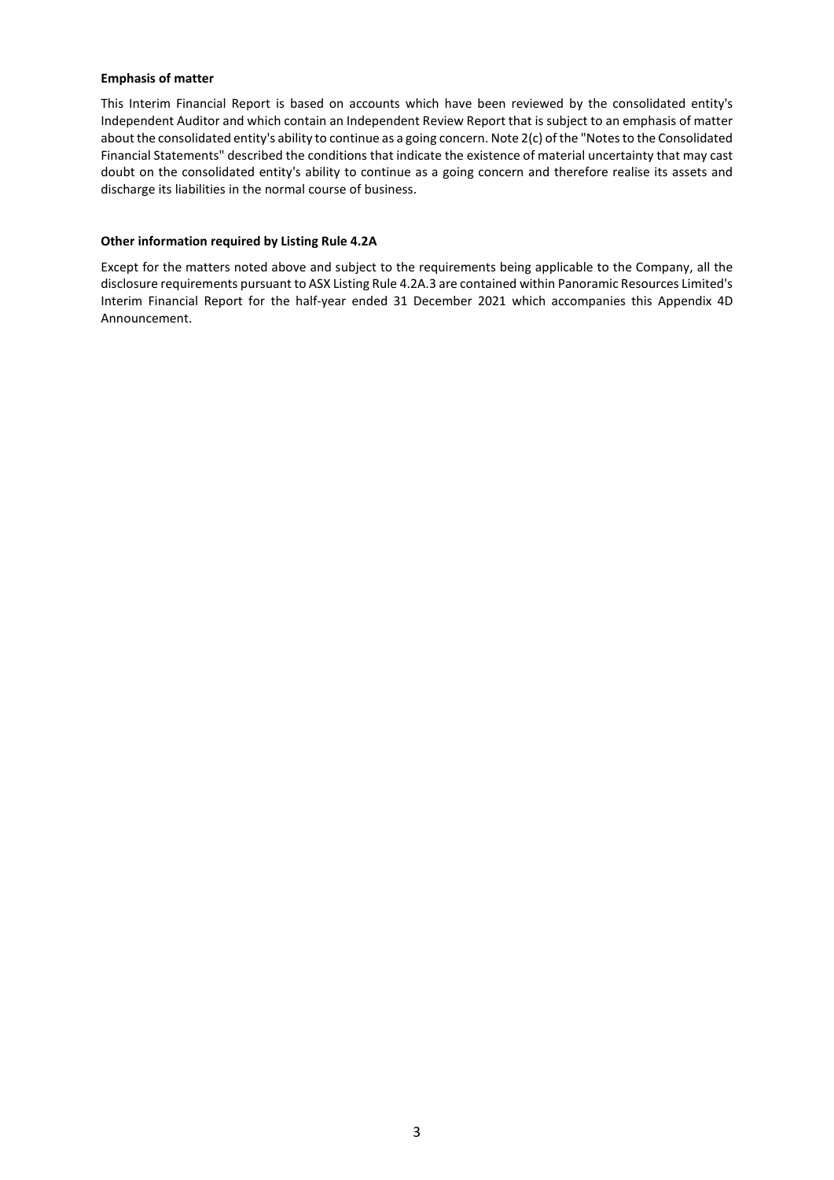**Emphasis of matter**

This Interim Financial Report is based on accounts which have been reviewed by the consolidated entity's Independent Auditor and which contain an Independent Review Report that is subject to an emphasis of matter about the consolidated entity's ability to continue as a going concern. Note 2(c) of the "Notes to the Consolidated Financial Statements" described the conditions that indicate the existence of material uncertainty that may cast doubt on the consolidated entity's ability to continue as a going concern and therefore realise its assets and discharge its liabilities in the normal course of business.

**Other information required by Listing Rule 4.2A**

Except for the matters noted above and subject to the requirements being applicable to the Company, all the disclosure requirements pursuant to ASX Listing Rule 4.2A.3 are contained within Panoramic Resources Limited's Interim Financial Report for the half-year ended 31 December 2021 which accompanies this Appendix 4D Announcement.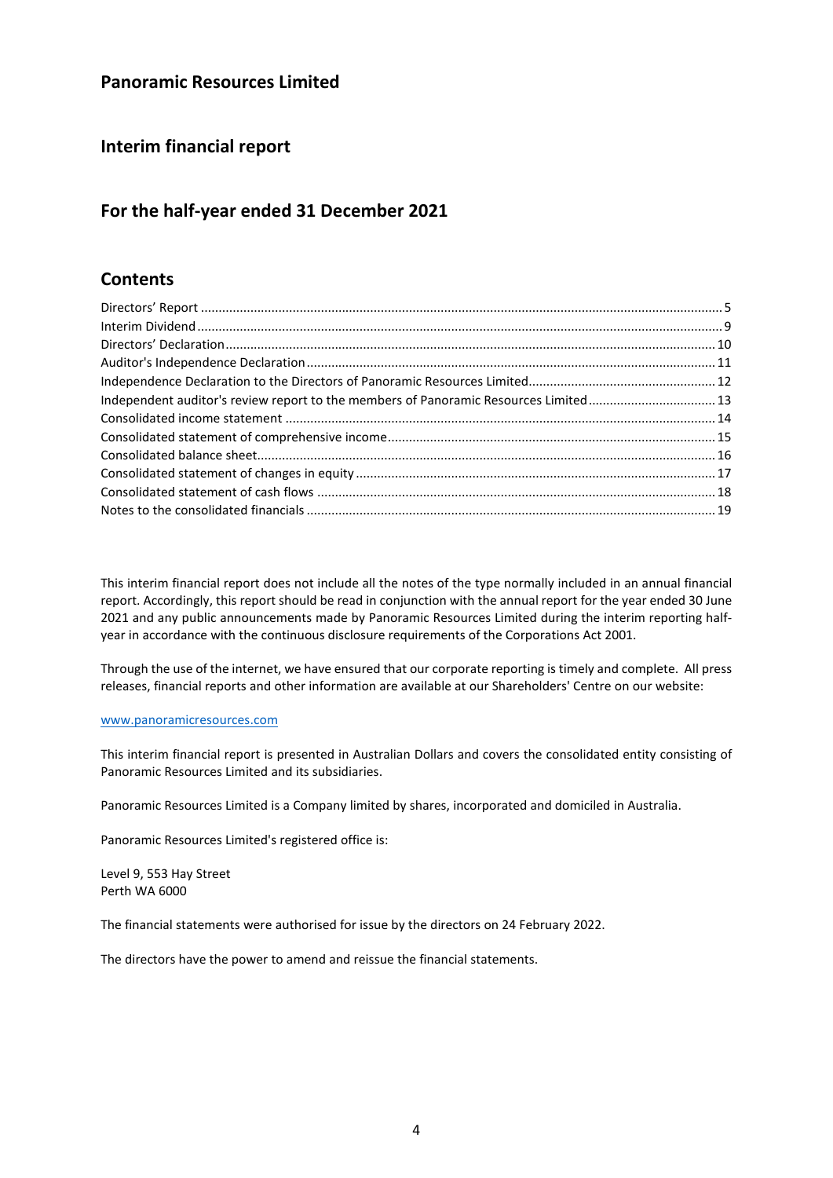# Panoramic Resources Limited

## Interim financial report

## For the half-year ended 31 December 2021

## Contents

| | |
|---|---|
| Directors' Report | 5 |
| Interim Dividend | 9 |
| Directors' Declaration | 10 |
| Auditor's Independence Declaration | 11 |
| Independence Declaration to the Directors of Panoramic Resources Limited | 12 |
| Independent auditor's review report to the members of Panoramic Resources Limited | 13 |
| Consolidated income statement | 14 |
| Consolidated statement of comprehensive income | 15 |
| Consolidated balance sheet | 16 |
| Consolidated statement of changes in equity | 17 |
| Consolidated statement of cash flows | 18 |
| Notes to the consolidated financials | 19 |

This interim financial report does not include all the notes of the type normally included in an annual financial report. Accordingly, this report should be read in conjunction with the annual report for the year ended 30 June 2021 and any public announcements made by Panoramic Resources Limited during the interim reporting half-year in accordance with the continuous disclosure requirements of the Corporations Act 2001.

Through the use of the internet, we have ensured that our corporate reporting is timely and complete. All press releases, financial reports and other information are available at our Shareholders' Centre on our website:

www.panoramicresources.com

This interim financial report is presented in Australian Dollars and covers the consolidated entity consisting of Panoramic Resources Limited and its subsidiaries.

Panoramic Resources Limited is a Company limited by shares, incorporated and domiciled in Australia.

Panoramic Resources Limited's registered office is:

Level 9, 553 Hay Street
Perth WA 6000

The financial statements were authorised for issue by the directors on 24 February 2022.

The directors have the power to amend and reissue the financial statements.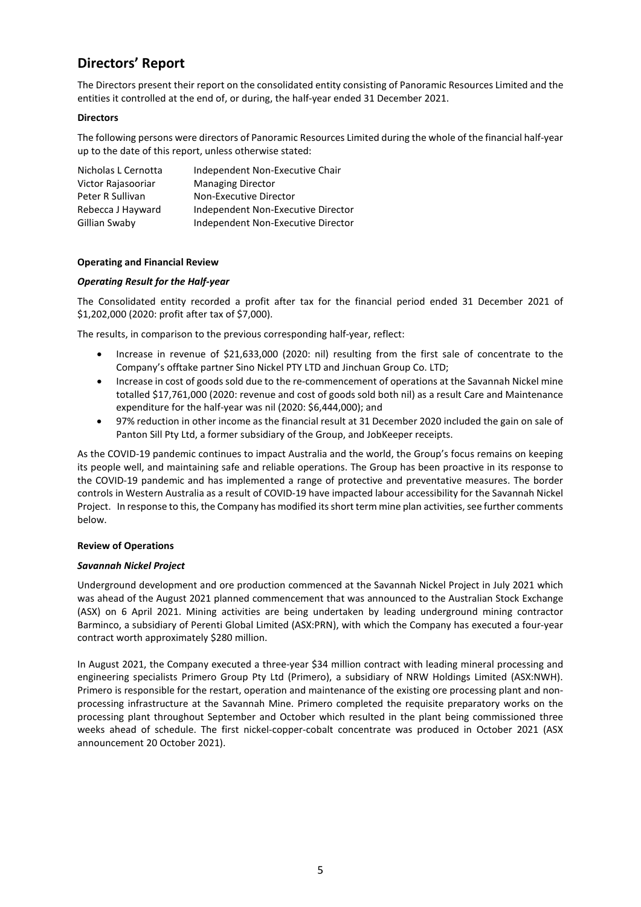# Directors' Report

The Directors present their report on the consolidated entity consisting of Panoramic Resources Limited and the entities it controlled at the end of, or during, the half-year ended 31 December 2021.

**Directors**

The following persons were directors of Panoramic Resources Limited during the whole of the financial half-year up to the date of this report, unless otherwise stated:

| | |
|---|---|
| Nicholas L Cernotta | Independent Non-Executive Chair |
| Victor Rajasooriar | Managing Director |
| Peter R Sullivan | Non-Executive Director |
| Rebecca J Hayward | Independent Non-Executive Director |
| Gillian Swaby | Independent Non-Executive Director |

**Operating and Financial Review**

***Operating Result for the Half-year***

The Consolidated entity recorded a profit after tax for the financial period ended 31 December 2021 of $1,202,000 (2020: profit after tax of $7,000).

The results, in comparison to the previous corresponding half-year, reflect:

- Increase in revenue of $21,633,000 (2020: nil) resulting from the first sale of concentrate to the Company's offtake partner Sino Nickel PTY LTD and Jinchuan Group Co. LTD;
- Increase in cost of goods sold due to the re-commencement of operations at the Savannah Nickel mine totalled $17,761,000 (2020: revenue and cost of goods sold both nil) as a result Care and Maintenance expenditure for the half-year was nil (2020: $6,444,000); and
- 97% reduction in other income as the financial result at 31 December 2020 included the gain on sale of Panton Sill Pty Ltd, a former subsidiary of the Group, and JobKeeper receipts.

As the COVID-19 pandemic continues to impact Australia and the world, the Group's focus remains on keeping its people well, and maintaining safe and reliable operations. The Group has been proactive in its response to the COVID-19 pandemic and has implemented a range of protective and preventative measures. The border controls in Western Australia as a result of COVID-19 have impacted labour accessibility for the Savannah Nickel Project. In response to this, the Company has modified its short term mine plan activities, see further comments below.

**Review of Operations**

***Savannah Nickel Project***

Underground development and ore production commenced at the Savannah Nickel Project in July 2021 which was ahead of the August 2021 planned commencement that was announced to the Australian Stock Exchange (ASX) on 6 April 2021. Mining activities are being undertaken by leading underground mining contractor Barminco, a subsidiary of Perenti Global Limited (ASX:PRN), with which the Company has executed a four-year contract worth approximately $280 million.

In August 2021, the Company executed a three-year $34 million contract with leading mineral processing and engineering specialists Primero Group Pty Ltd (Primero), a subsidiary of NRW Holdings Limited (ASX:NWH). Primero is responsible for the restart, operation and maintenance of the existing ore processing plant and non-processing infrastructure at the Savannah Mine. Primero completed the requisite preparatory works on the processing plant throughout September and October which resulted in the plant being commissioned three weeks ahead of schedule. The first nickel-copper-cobalt concentrate was produced in October 2021 (ASX announcement 20 October 2021).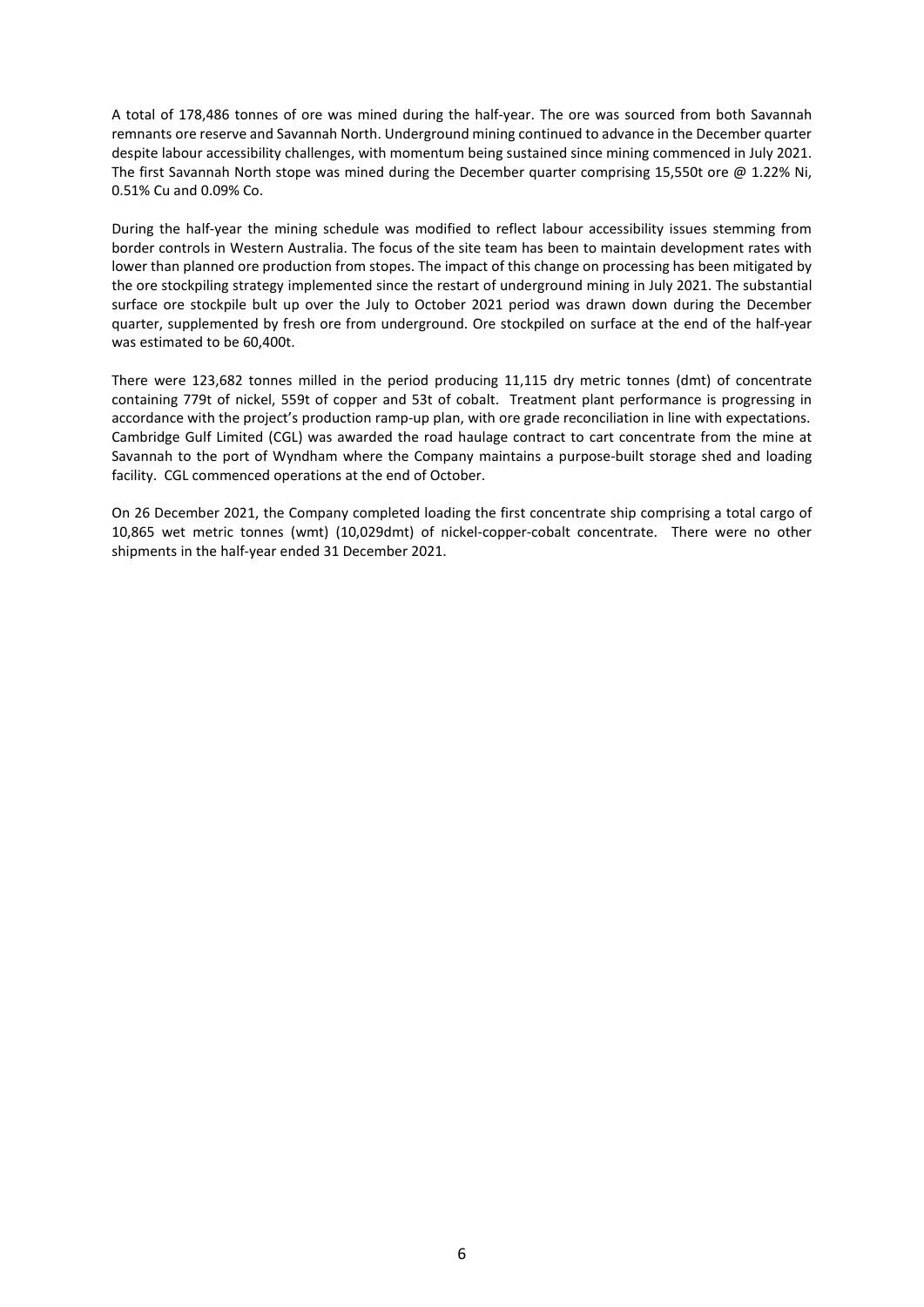A total of 178,486 tonnes of ore was mined during the half-year. The ore was sourced from both Savannah remnants ore reserve and Savannah North. Underground mining continued to advance in the December quarter despite labour accessibility challenges, with momentum being sustained since mining commenced in July 2021. The first Savannah North stope was mined during the December quarter comprising 15,550t ore @ 1.22% Ni, 0.51% Cu and 0.09% Co.

During the half-year the mining schedule was modified to reflect labour accessibility issues stemming from border controls in Western Australia. The focus of the site team has been to maintain development rates with lower than planned ore production from stopes. The impact of this change on processing has been mitigated by the ore stockpiling strategy implemented since the restart of underground mining in July 2021. The substantial surface ore stockpile bult up over the July to October 2021 period was drawn down during the December quarter, supplemented by fresh ore from underground. Ore stockpiled on surface at the end of the half-year was estimated to be 60,400t.

There were 123,682 tonnes milled in the period producing 11,115 dry metric tonnes (dmt) of concentrate containing 779t of nickel, 559t of copper and 53t of cobalt. Treatment plant performance is progressing in accordance with the project's production ramp-up plan, with ore grade reconciliation in line with expectations. Cambridge Gulf Limited (CGL) was awarded the road haulage contract to cart concentrate from the mine at Savannah to the port of Wyndham where the Company maintains a purpose-built storage shed and loading facility. CGL commenced operations at the end of October.

On 26 December 2021, the Company completed loading the first concentrate ship comprising a total cargo of 10,865 wet metric tonnes (wmt) (10,029dmt) of nickel-copper-cobalt concentrate. There were no other shipments in the half-year ended 31 December 2021.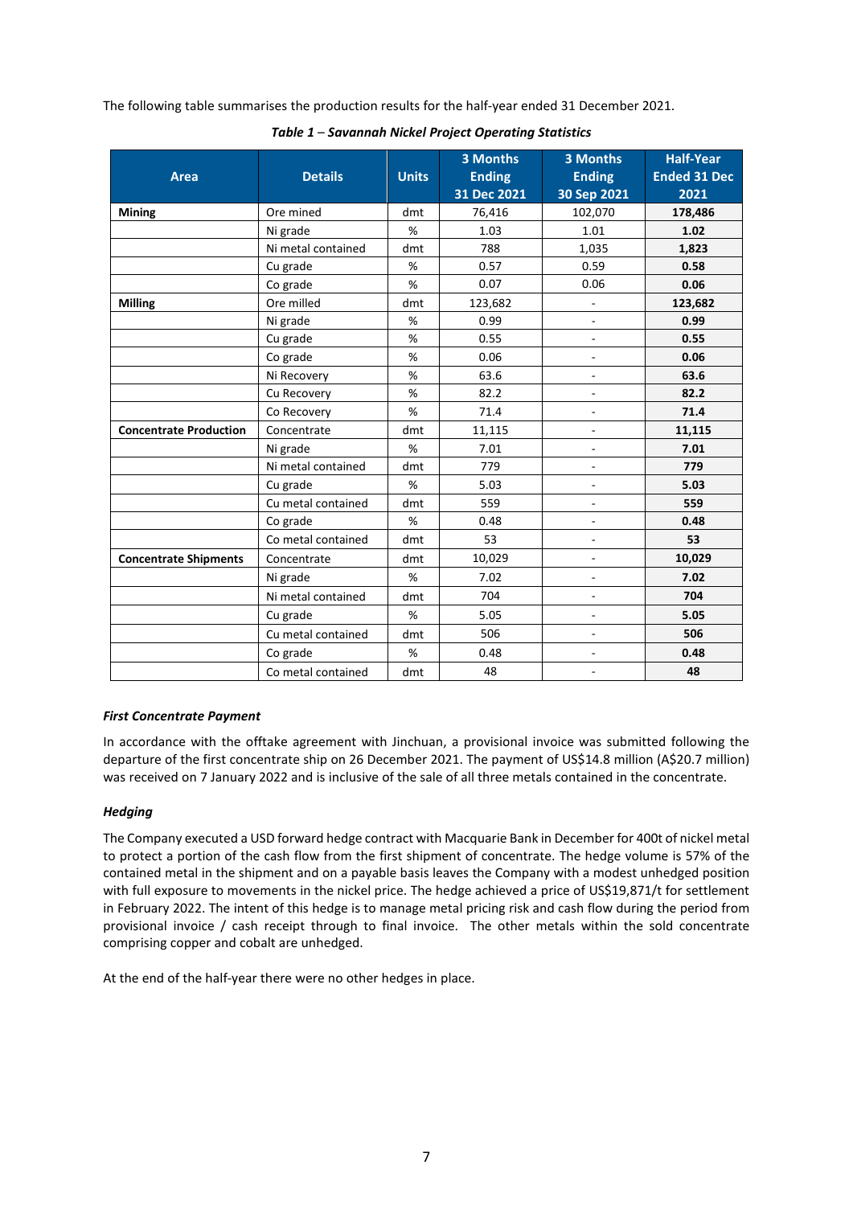The following table summarises the production results for the half-year ended 31 December 2021.

***Table 1 – Savannah Nickel Project Operating Statistics***

| Area | Details | Units | 3 Months Ending 31 Dec 2021 | 3 Months Ending 30 Sep 2021 | Half-Year Ended 31 Dec 2021 |
|---|---|---|---|---|---|
| **Mining** | Ore mined | dmt | 76,416 | 102,070 | **178,486** |
| | Ni grade | % | 1.03 | 1.01 | **1.02** |
| | Ni metal contained | dmt | 788 | 1,035 | **1,823** |
| | Cu grade | % | 0.57 | 0.59 | **0.58** |
| | Co grade | % | 0.07 | 0.06 | **0.06** |
| **Milling** | Ore milled | dmt | 123,682 | - | **123,682** |
| | Ni grade | % | 0.99 | - | **0.99** |
| | Cu grade | % | 0.55 | - | **0.55** |
| | Co grade | % | 0.06 | - | **0.06** |
| | Ni Recovery | % | 63.6 | - | **63.6** |
| | Cu Recovery | % | 82.2 | - | **82.2** |
| | Co Recovery | % | 71.4 | - | **71.4** |
| **Concentrate Production** | Concentrate | dmt | 11,115 | - | **11,115** |
| | Ni grade | % | 7.01 | - | **7.01** |
| | Ni metal contained | dmt | 779 | - | **779** |
| | Cu grade | % | 5.03 | - | **5.03** |
| | Cu metal contained | dmt | 559 | - | **559** |
| | Co grade | % | 0.48 | - | **0.48** |
| | Co metal contained | dmt | 53 | - | **53** |
| **Concentrate Shipments** | Concentrate | dmt | 10,029 | - | **10,029** |
| | Ni grade | % | 7.02 | - | **7.02** |
| | Ni metal contained | dmt | 704 | - | **704** |
| | Cu grade | % | 5.05 | - | **5.05** |
| | Cu metal contained | dmt | 506 | - | **506** |
| | Co grade | % | 0.48 | - | **0.48** |
| | Co metal contained | dmt | 48 | - | **48** |

### *First Concentrate Payment*

In accordance with the offtake agreement with Jinchuan, a provisional invoice was submitted following the departure of the first concentrate ship on 26 December 2021. The payment of US$14.8 million (A$20.7 million) was received on 7 January 2022 and is inclusive of the sale of all three metals contained in the concentrate.

### *Hedging*

The Company executed a USD forward hedge contract with Macquarie Bank in December for 400t of nickel metal to protect a portion of the cash flow from the first shipment of concentrate. The hedge volume is 57% of the contained metal in the shipment and on a payable basis leaves the Company with a modest unhedged position with full exposure to movements in the nickel price. The hedge achieved a price of US$19,871/t for settlement in February 2022. The intent of this hedge is to manage metal pricing risk and cash flow during the period from provisional invoice / cash receipt through to final invoice. The other metals within the sold concentrate comprising copper and cobalt are unhedged.

At the end of the half-year there were no other hedges in place.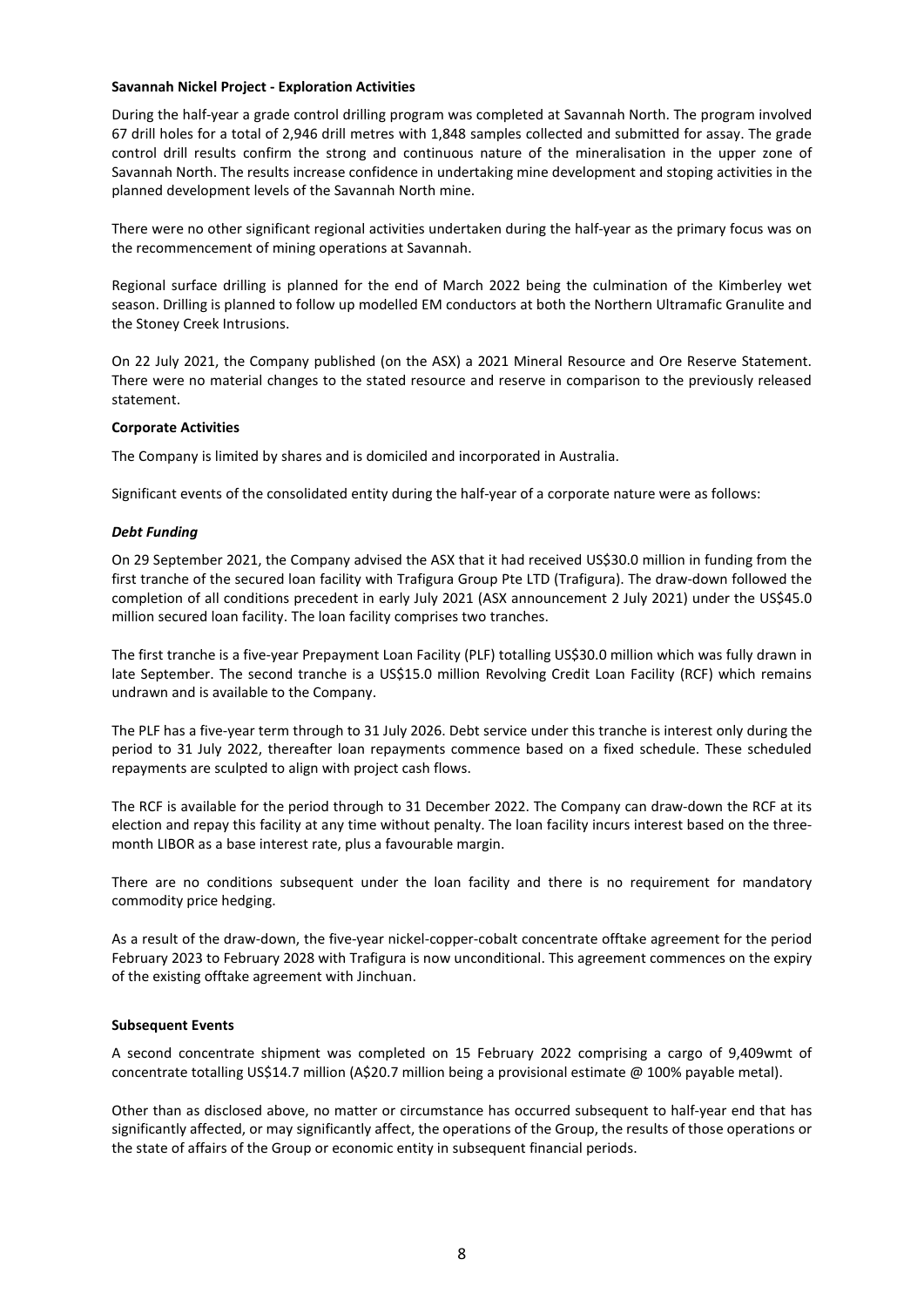**Savannah Nickel Project - Exploration Activities**

During the half-year a grade control drilling program was completed at Savannah North. The program involved 67 drill holes for a total of 2,946 drill metres with 1,848 samples collected and submitted for assay. The grade control drill results confirm the strong and continuous nature of the mineralisation in the upper zone of Savannah North. The results increase confidence in undertaking mine development and stoping activities in the planned development levels of the Savannah North mine.

There were no other significant regional activities undertaken during the half-year as the primary focus was on the recommencement of mining operations at Savannah.

Regional surface drilling is planned for the end of March 2022 being the culmination of the Kimberley wet season. Drilling is planned to follow up modelled EM conductors at both the Northern Ultramafic Granulite and the Stoney Creek Intrusions.

On 22 July 2021, the Company published (on the ASX) a 2021 Mineral Resource and Ore Reserve Statement. There were no material changes to the stated resource and reserve in comparison to the previously released statement.

**Corporate Activities**

The Company is limited by shares and is domiciled and incorporated in Australia.

Significant events of the consolidated entity during the half-year of a corporate nature were as follows:

***Debt Funding***

On 29 September 2021, the Company advised the ASX that it had received US$30.0 million in funding from the first tranche of the secured loan facility with Trafigura Group Pte LTD (Trafigura). The draw-down followed the completion of all conditions precedent in early July 2021 (ASX announcement 2 July 2021) under the US$45.0 million secured loan facility. The loan facility comprises two tranches.

The first tranche is a five-year Prepayment Loan Facility (PLF) totalling US$30.0 million which was fully drawn in late September. The second tranche is a US$15.0 million Revolving Credit Loan Facility (RCF) which remains undrawn and is available to the Company.

The PLF has a five-year term through to 31 July 2026. Debt service under this tranche is interest only during the period to 31 July 2022, thereafter loan repayments commence based on a fixed schedule. These scheduled repayments are sculpted to align with project cash flows.

The RCF is available for the period through to 31 December 2022. The Company can draw-down the RCF at its election and repay this facility at any time without penalty. The loan facility incurs interest based on the three-month LIBOR as a base interest rate, plus a favourable margin.

There are no conditions subsequent under the loan facility and there is no requirement for mandatory commodity price hedging.

As a result of the draw-down, the five-year nickel-copper-cobalt concentrate offtake agreement for the period February 2023 to February 2028 with Trafigura is now unconditional. This agreement commences on the expiry of the existing offtake agreement with Jinchuan.

**Subsequent Events**

A second concentrate shipment was completed on 15 February 2022 comprising a cargo of 9,409wmt of concentrate totalling US$14.7 million (A$20.7 million being a provisional estimate @ 100% payable metal).

Other than as disclosed above, no matter or circumstance has occurred subsequent to half-year end that has significantly affected, or may significantly affect, the operations of the Group, the results of those operations or the state of affairs of the Group or economic entity in subsequent financial periods.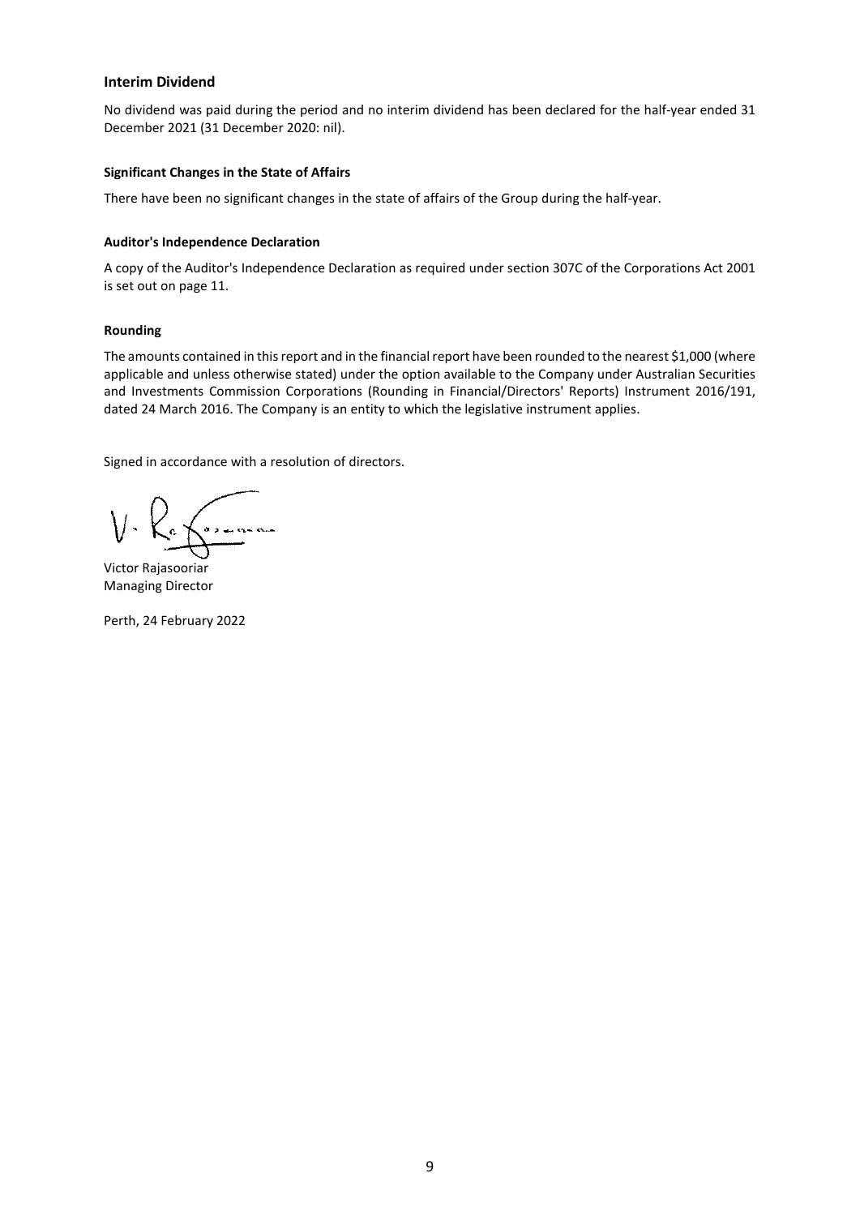## Interim Dividend

No dividend was paid during the period and no interim dividend has been declared for the half-year ended 31 December 2021 (31 December 2020: nil).

### Significant Changes in the State of Affairs

There have been no significant changes in the state of affairs of the Group during the half-year.

### Auditor's Independence Declaration

A copy of the Auditor's Independence Declaration as required under section 307C of the Corporations Act 2001 is set out on page 11.

### Rounding

The amounts contained in this report and in the financial report have been rounded to the nearest $1,000 (where applicable and unless otherwise stated) under the option available to the Company under Australian Securities and Investments Commission Corporations (Rounding in Financial/Directors' Reports) Instrument 2016/191, dated 24 March 2016. The Company is an entity to which the legislative instrument applies.

Signed in accordance with a resolution of directors.

Victor Rajasooriar
Managing Director

Perth, 24 February 2022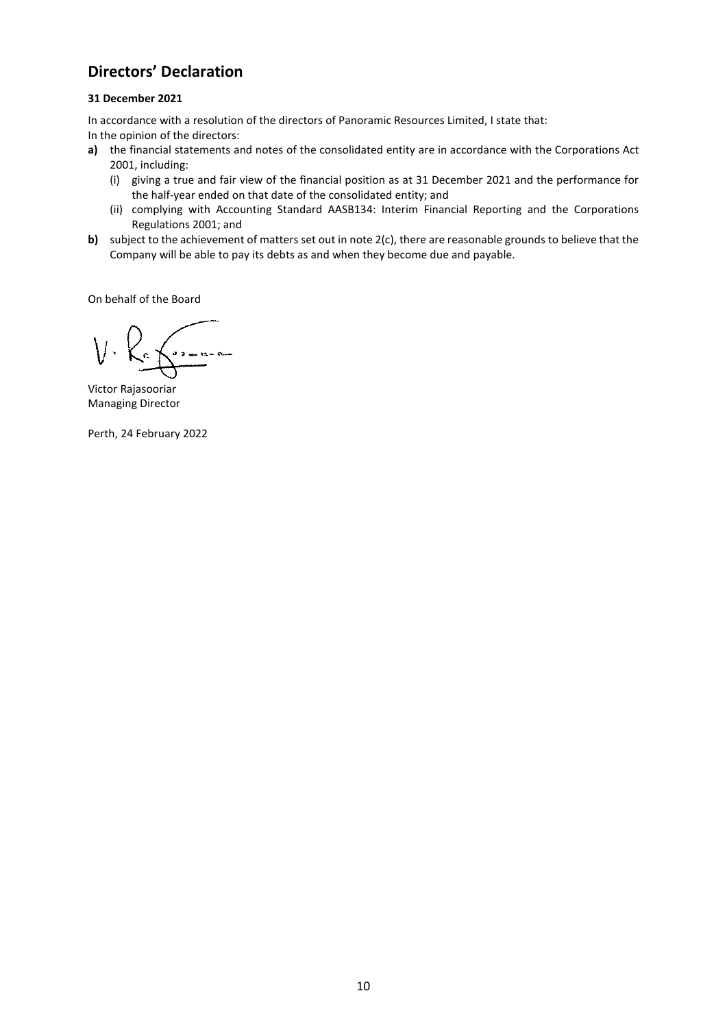## Directors' Declaration

**31 December 2021**

In accordance with a resolution of the directors of Panoramic Resources Limited, I state that:
In the opinion of the directors:

**a)** the financial statements and notes of the consolidated entity are in accordance with the Corporations Act 2001, including:
   (i) giving a true and fair view of the financial position as at 31 December 2021 and the performance for the half-year ended on that date of the consolidated entity; and
   (ii) complying with Accounting Standard AASB134: Interim Financial Reporting and the Corporations Regulations 2001; and

**b)** subject to the achievement of matters set out in note 2(c), there are reasonable grounds to believe that the Company will be able to pay its debts as and when they become due and payable.

On behalf of the Board

Victor Rajasooriar
Managing Director

Perth, 24 February 2022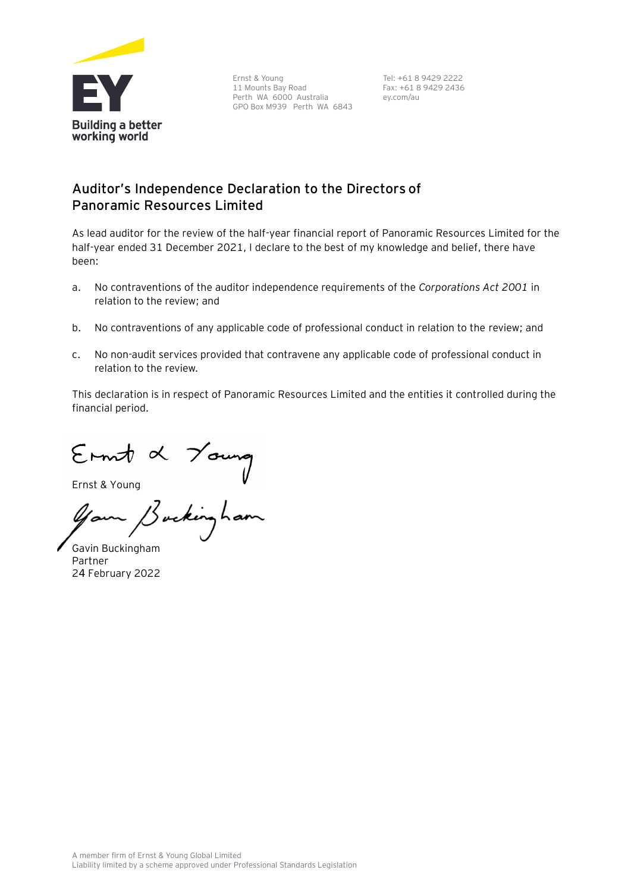Ernst & Young
11 Mounts Bay Road
Perth WA 6000 Australia
GPO Box M939 Perth WA 6843

Tel: +61 8 9429 2222
Fax: +61 8 9429 2436
ey.com/au

## Auditor's Independence Declaration to the Directors of Panoramic Resources Limited

As lead auditor for the review of the half-year financial report of Panoramic Resources Limited for the half-year ended 31 December 2021, I declare to the best of my knowledge and belief, there have been:

a. No contraventions of the auditor independence requirements of the *Corporations Act 2001* in relation to the review; and

b. No contraventions of any applicable code of professional conduct in relation to the review; and

c. No non-audit services provided that contravene any applicable code of professional conduct in relation to the review.

This declaration is in respect of Panoramic Resources Limited and the entities it controlled during the financial period.

Ernst & Young

Gavin Buckingham
Partner
24 February 2022

A member firm of Ernst & Young Global Limited
Liability limited by a scheme approved under Professional Standards Legislation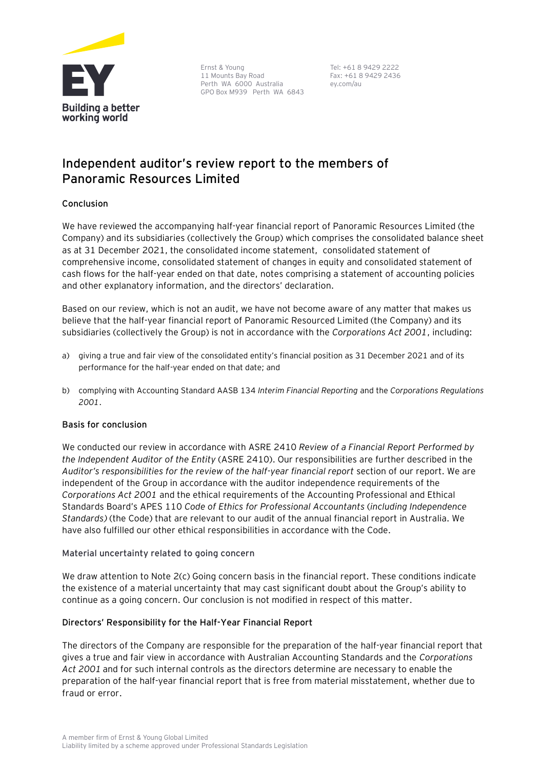Ernst & Young
11 Mounts Bay Road
Perth WA 6000 Australia
GPO Box M939 Perth WA 6843

Tel: +61 8 9429 2222
Fax: +61 8 9429 2436
ey.com/au

# Independent auditor's review report to the members of Panoramic Resources Limited

## Conclusion

We have reviewed the accompanying half-year financial report of Panoramic Resources Limited (the Company) and its subsidiaries (collectively the Group) which comprises the consolidated balance sheet as at 31 December 2021, the consolidated income statement, consolidated statement of comprehensive income, consolidated statement of changes in equity and consolidated statement of cash flows for the half-year ended on that date, notes comprising a statement of accounting policies and other explanatory information, and the directors' declaration.

Based on our review, which is not an audit, we have not become aware of any matter that makes us believe that the half-year financial report of Panoramic Resourced Limited (the Company) and its subsidiaries (collectively the Group) is not in accordance with the *Corporations Act 2001*, including:

a) giving a true and fair view of the consolidated entity's financial position as 31 December 2021 and of its performance for the half-year ended on that date; and

b) complying with Accounting Standard AASB 134 *Interim Financial Reporting* and the *Corporations Regulations 2001*.

## Basis for conclusion

We conducted our review in accordance with ASRE 2410 *Review of a Financial Report Performed by the Independent Auditor of the Entity* (ASRE 2410). Our responsibilities are further described in the *Auditor's responsibilities for the review of the half-year financial report* section of our report. We are independent of the Group in accordance with the auditor independence requirements of the *Corporations Act 2001* and the ethical requirements of the Accounting Professional and Ethical Standards Board's APES 110 *Code of Ethics for Professional Accountants* (*including Independence Standards)* (the Code) that are relevant to our audit of the annual financial report in Australia. We have also fulfilled our other ethical responsibilities in accordance with the Code.

### Material uncertainty related to going concern

We draw attention to Note 2(c) Going concern basis in the financial report. These conditions indicate the existence of a material uncertainty that may cast significant doubt about the Group's ability to continue as a going concern. Our conclusion is not modified in respect of this matter.

## Directors' Responsibility for the Half-Year Financial Report

The directors of the Company are responsible for the preparation of the half-year financial report that gives a true and fair view in accordance with Australian Accounting Standards and the *Corporations Act 2001* and for such internal controls as the directors determine are necessary to enable the preparation of the half-year financial report that is free from material misstatement, whether due to fraud or error.

A member firm of Ernst & Young Global Limited
Liability limited by a scheme approved under Professional Standards Legislation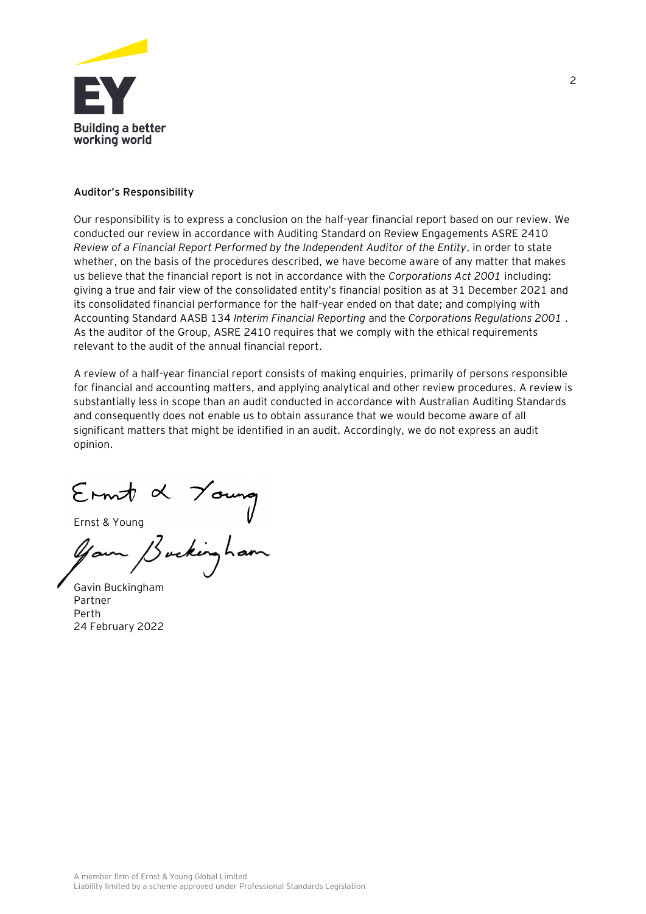**Auditor's Responsibility**

Our responsibility is to express a conclusion on the half-year financial report based on our review. We conducted our review in accordance with Auditing Standard on Review Engagements ASRE 2410 *Review of a Financial Report Performed by the Independent Auditor of the Entity*, in order to state whether, on the basis of the procedures described, we have become aware of any matter that makes us believe that the financial report is not in accordance with the *Corporations Act 2001* including: giving a true and fair view of the consolidated entity's financial position as at 31 December 2021 and its consolidated financial performance for the half-year ended on that date; and complying with Accounting Standard AASB 134 *Interim Financial Reporting* and the *Corporations Regulations 2001* . As the auditor of the Group, ASRE 2410 requires that we comply with the ethical requirements relevant to the audit of the annual financial report.

A review of a half-year financial report consists of making enquiries, primarily of persons responsible for financial and accounting matters, and applying analytical and other review procedures. A review is substantially less in scope than an audit conducted in accordance with Australian Auditing Standards and consequently does not enable us to obtain assurance that we would become aware of all significant matters that might be identified in an audit. Accordingly, we do not express an audit opinion.

Ernst & Young

Gavin Buckingham
Partner
Perth
24 February 2022

A member firm of Ernst & Young Global Limited
Liability limited by a scheme approved under Professional Standards Legislation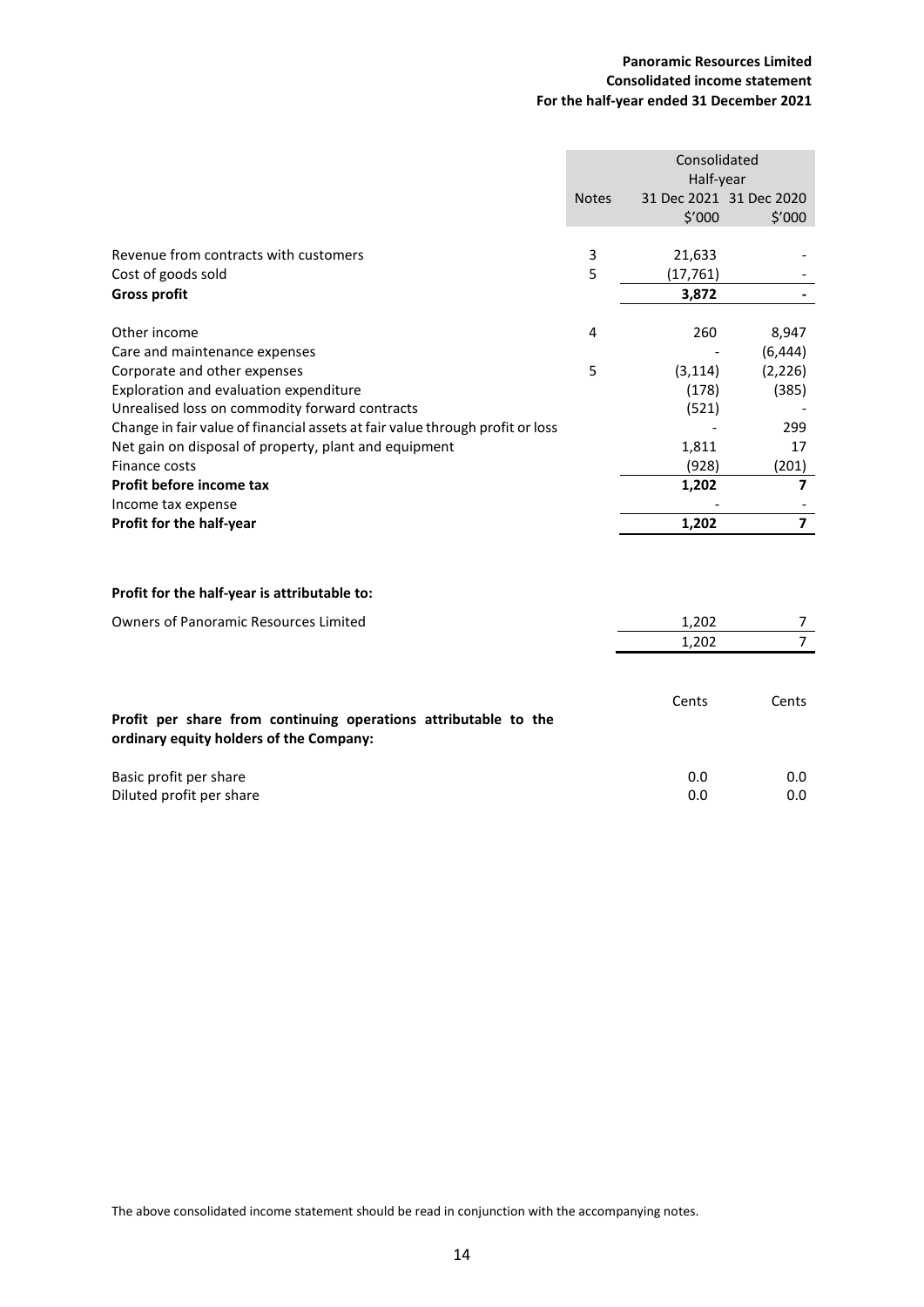**Panoramic Resources Limited**
**Consolidated income statement**
**For the half-year ended 31 December 2021**

| | Notes | Consolidated Half-year 31 Dec 2021 $'000 | 31 Dec 2020 $'000 |
|---|---|---|---|
| Revenue from contracts with customers | 3 | 21,633 | - |
| Cost of goods sold | 5 | (17,761) | - |
| **Gross profit** | | **3,872** | **-** |
| Other income | 4 | 260 | 8,947 |
| Care and maintenance expenses | | - | (6,444) |
| Corporate and other expenses | 5 | (3,114) | (2,226) |
| Exploration and evaluation expenditure | | (178) | (385) |
| Unrealised loss on commodity forward contracts | | (521) | - |
| Change in fair value of financial assets at fair value through profit or loss | | - | 299 |
| Net gain on disposal of property, plant and equipment | | 1,811 | 17 |
| Finance costs | | (928) | (201) |
| **Profit before income tax** | | **1,202** | **7** |
| Income tax expense | | - | - |
| **Profit for the half-year** | | **1,202** | **7** |

**Profit for the half-year is attributable to:**

| | | |
|---|---|---|
| Owners of Panoramic Resources Limited | 1,202 | 7 |
| | 1,202 | 7 |

| | Cents | Cents |
|---|---|---|
| **Profit per share from continuing operations attributable to the ordinary equity holders of the Company:** | | |
| Basic profit per share | 0.0 | 0.0 |
| Diluted profit per share | 0.0 | 0.0 |

The above consolidated income statement should be read in conjunction with the accompanying notes.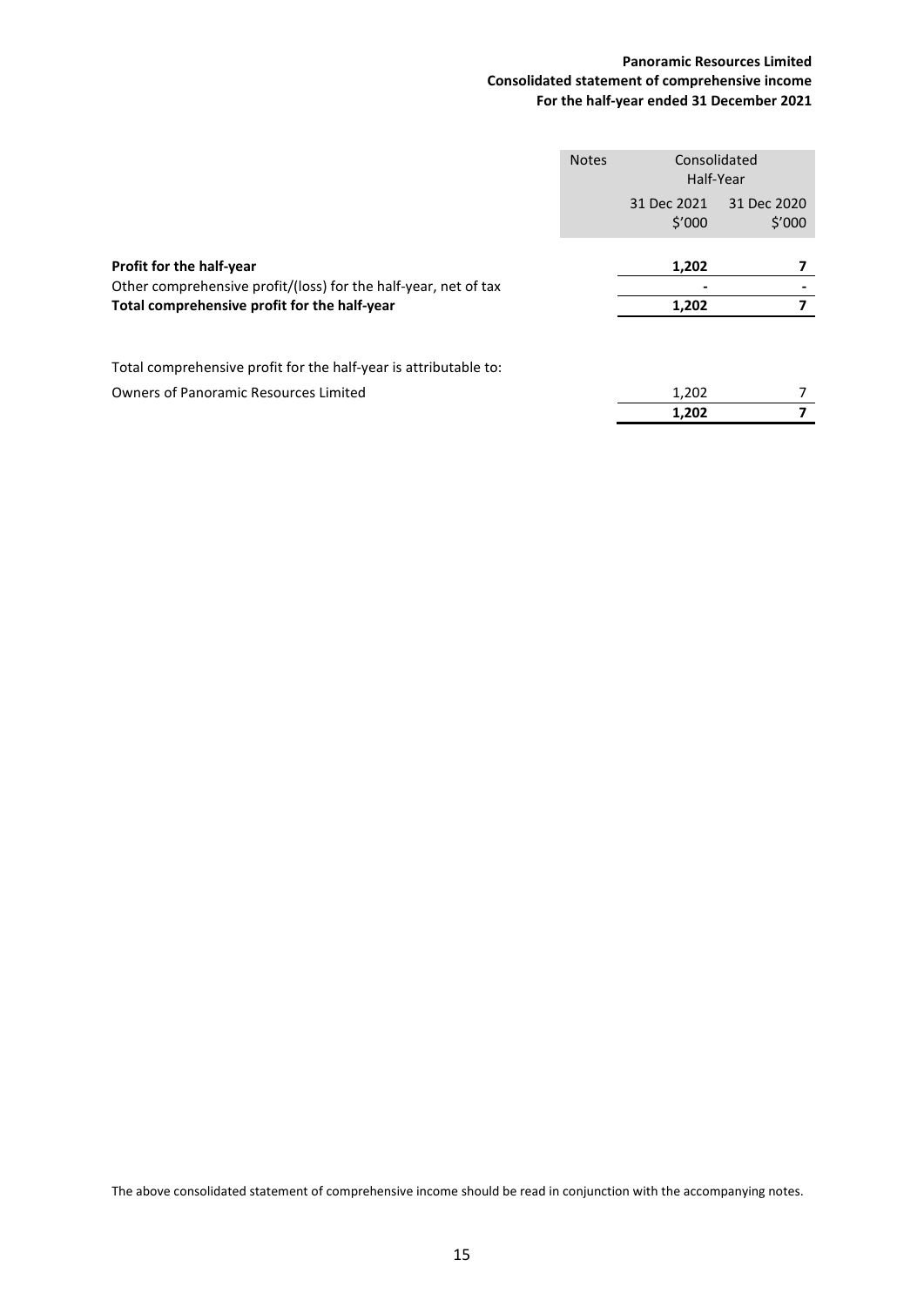**Panoramic Resources Limited**
**Consolidated statement of comprehensive income**
**For the half-year ended 31 December 2021**

| | Notes | Consolidated Half-Year | |
|---|---|---|---|
| | | 31 Dec 2021 $'000 | 31 Dec 2020 $'000 |
| **Profit for the half-year** | | **1,202** | **7** |
| Other comprehensive profit/(loss) for the half-year, net of tax | | - | - |
| **Total comprehensive profit for the half-year** | | **1,202** | **7** |
| | | | |
| Total comprehensive profit for the half-year is attributable to: | | | |
| Owners of Panoramic Resources Limited | | 1,202 | 7 |
| | | **1,202** | **7** |

The above consolidated statement of comprehensive income should be read in conjunction with the accompanying notes.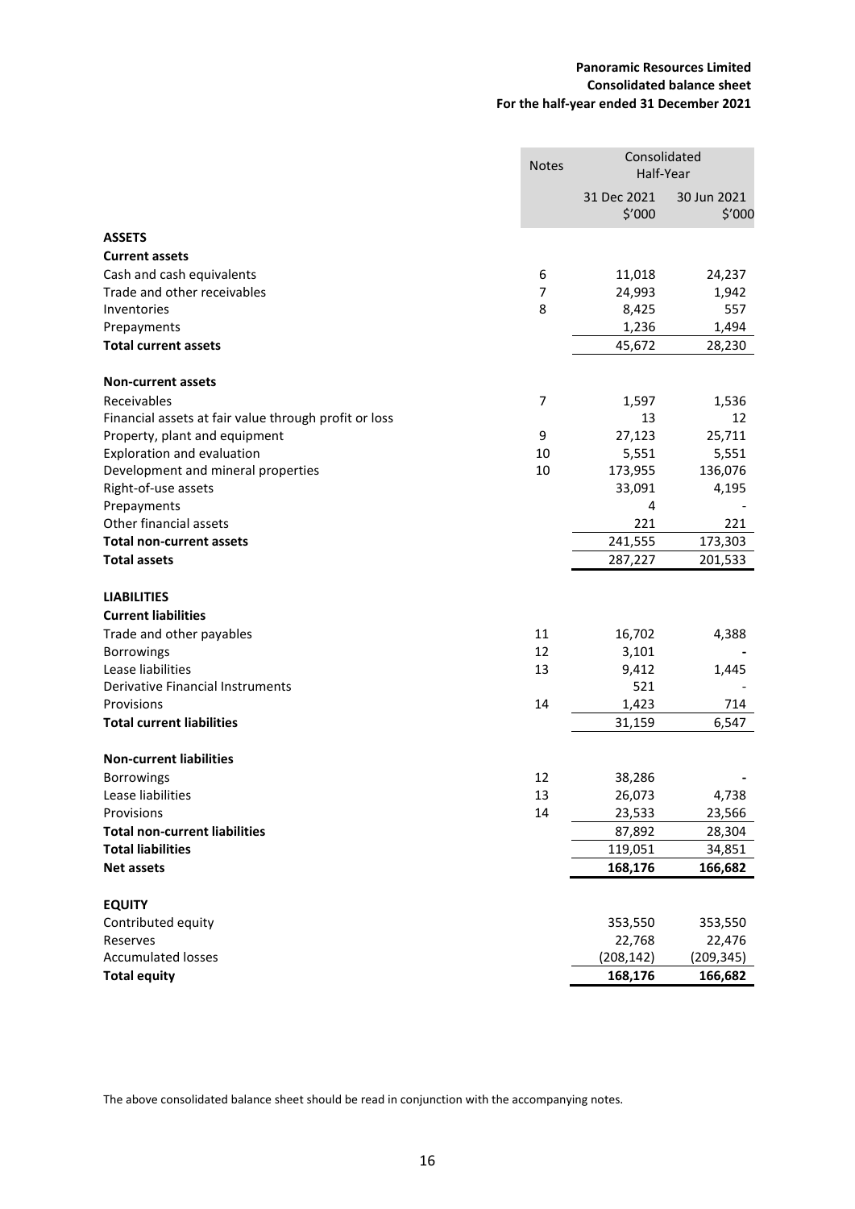**Panoramic Resources Limited**
**Consolidated balance sheet**
**For the half-year ended 31 December 2021**

| | Notes | Consolidated Half-Year | |
|---|---|---|---|
| | | 31 Dec 2021 $'000 | 30 Jun 2021 $'000 |
| **ASSETS** | | | |
| **Current assets** | | | |
| Cash and cash equivalents | 6 | 11,018 | 24,237 |
| Trade and other receivables | 7 | 24,993 | 1,942 |
| Inventories | 8 | 8,425 | 557 |
| Prepayments | | 1,236 | 1,494 |
| **Total current assets** | | 45,672 | 28,230 |
| | | | |
| **Non-current assets** | | | |
| Receivables | 7 | 1,597 | 1,536 |
| Financial assets at fair value through profit or loss | | 13 | 12 |
| Property, plant and equipment | 9 | 27,123 | 25,711 |
| Exploration and evaluation | 10 | 5,551 | 5,551 |
| Development and mineral properties | 10 | 173,955 | 136,076 |
| Right-of-use assets | | 33,091 | 4,195 |
| Prepayments | | 4 | - |
| Other financial assets | | 221 | 221 |
| **Total non-current assets** | | 241,555 | 173,303 |
| **Total assets** | | 287,227 | 201,533 |
| | | | |
| **LIABILITIES** | | | |
| **Current liabilities** | | | |
| Trade and other payables | 11 | 16,702 | 4,388 |
| Borrowings | 12 | 3,101 | - |
| Lease liabilities | 13 | 9,412 | 1,445 |
| Derivative Financial Instruments | | 521 | - |
| Provisions | 14 | 1,423 | 714 |
| **Total current liabilities** | | 31,159 | 6,547 |
| | | | |
| **Non-current liabilities** | | | |
| Borrowings | 12 | 38,286 | - |
| Lease liabilities | 13 | 26,073 | 4,738 |
| Provisions | 14 | 23,533 | 23,566 |
| **Total non-current liabilities** | | 87,892 | 28,304 |
| **Total liabilities** | | 119,051 | 34,851 |
| **Net assets** | | **168,176** | **166,682** |
| | | | |
| **EQUITY** | | | |
| Contributed equity | | 353,550 | 353,550 |
| Reserves | | 22,768 | 22,476 |
| Accumulated losses | | (208,142) | (209,345) |
| **Total equity** | | **168,176** | **166,682** |

The above consolidated balance sheet should be read in conjunction with the accompanying notes.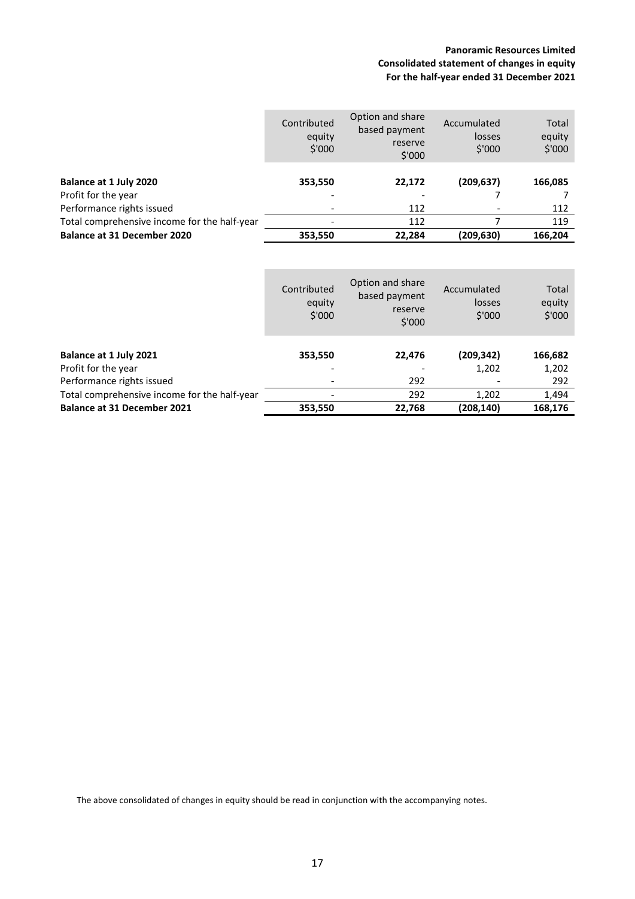**Panoramic Resources Limited**
**Consolidated statement of changes in equity**
**For the half-year ended 31 December 2021**

| | Contributed equity $'000 | Option and share based payment reserve $'000 | Accumulated losses $'000 | Total equity $'000 |
|---|---|---|---|---|
| **Balance at 1 July 2020** | **353,550** | **22,172** | **(209,637)** | **166,085** |
| Profit for the year | - | - | 7 | 7 |
| Performance rights issued | - | 112 | - | 112 |
| Total comprehensive income for the half-year | - | 112 | 7 | 119 |
| **Balance at 31 December 2020** | **353,550** | **22,284** | **(209,630)** | **166,204** |

| | Contributed equity $'000 | Option and share based payment reserve $'000 | Accumulated losses $'000 | Total equity $'000 |
|---|---|---|---|---|
| **Balance at 1 July 2021** | **353,550** | **22,476** | **(209,342)** | **166,682** |
| Profit for the year | - | - | 1,202 | 1,202 |
| Performance rights issued | - | 292 | - | 292 |
| Total comprehensive income for the half-year | - | 292 | 1,202 | 1,494 |
| **Balance at 31 December 2021** | **353,550** | **22,768** | **(208,140)** | **168,176** |

The above consolidated of changes in equity should be read in conjunction with the accompanying notes.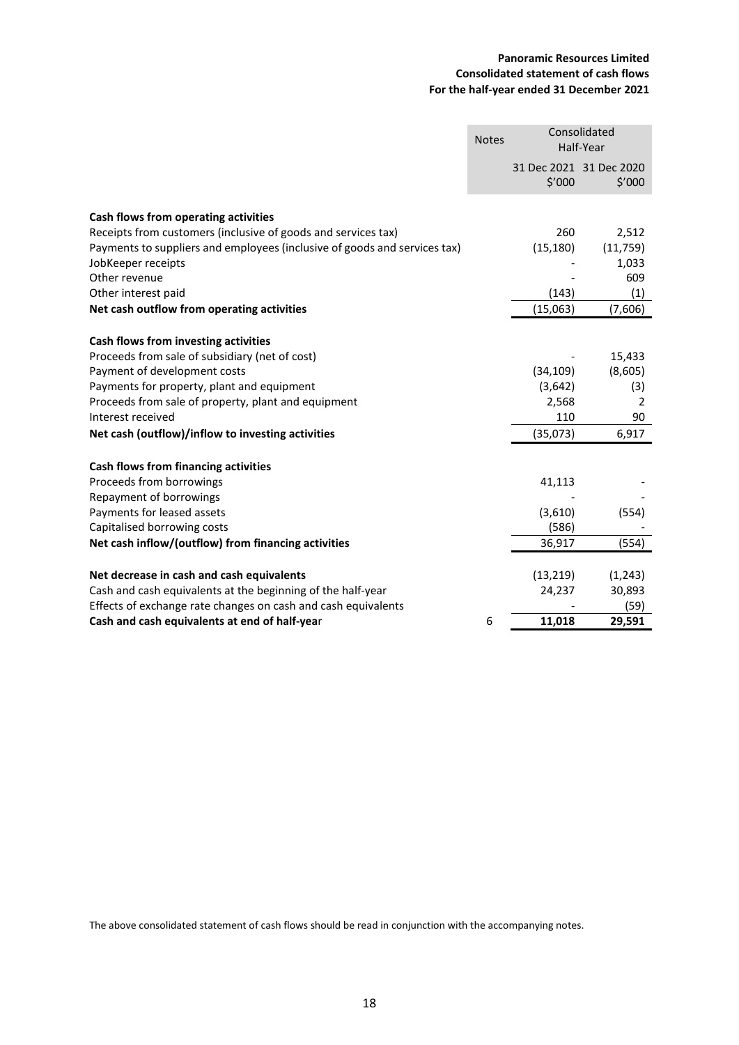**Panoramic Resources Limited**
**Consolidated statement of cash flows**
**For the half-year ended 31 December 2021**

| | Notes | Consolidated Half-Year | |
|---|---|---|---|
| | | 31 Dec 2021 $'000 | 31 Dec 2020 $'000 |
| **Cash flows from operating activities** | | | |
| Receipts from customers (inclusive of goods and services tax) | | 260 | 2,512 |
| Payments to suppliers and employees (inclusive of goods and services tax) | | (15,180) | (11,759) |
| JobKeeper receipts | | - | 1,033 |
| Other revenue | | - | 609 |
| Other interest paid | | (143) | (1) |
| **Net cash outflow from operating activities** | | (15,063) | (7,606) |
| **Cash flows from investing activities** | | | |
| Proceeds from sale of subsidiary (net of cost) | | - | 15,433 |
| Payment of development costs | | (34,109) | (8,605) |
| Payments for property, plant and equipment | | (3,642) | (3) |
| Proceeds from sale of property, plant and equipment | | 2,568 | 2 |
| Interest received | | 110 | 90 |
| **Net cash (outflow)/inflow to investing activities** | | (35,073) | 6,917 |
| **Cash flows from financing activities** | | | |
| Proceeds from borrowings | | 41,113 | - |
| Repayment of borrowings | | - | - |
| Payments for leased assets | | (3,610) | (554) |
| Capitalised borrowing costs | | (586) | - |
| **Net cash inflow/(outflow) from financing activities** | | 36,917 | (554) |
| **Net decrease in cash and cash equivalents** | | (13,219) | (1,243) |
| Cash and cash equivalents at the beginning of the half-year | | 24,237 | 30,893 |
| Effects of exchange rate changes on cash and cash equivalents | | - | (59) |
| **Cash and cash equivalents at end of half-year** | 6 | **11,018** | **29,591** |

The above consolidated statement of cash flows should be read in conjunction with the accompanying notes.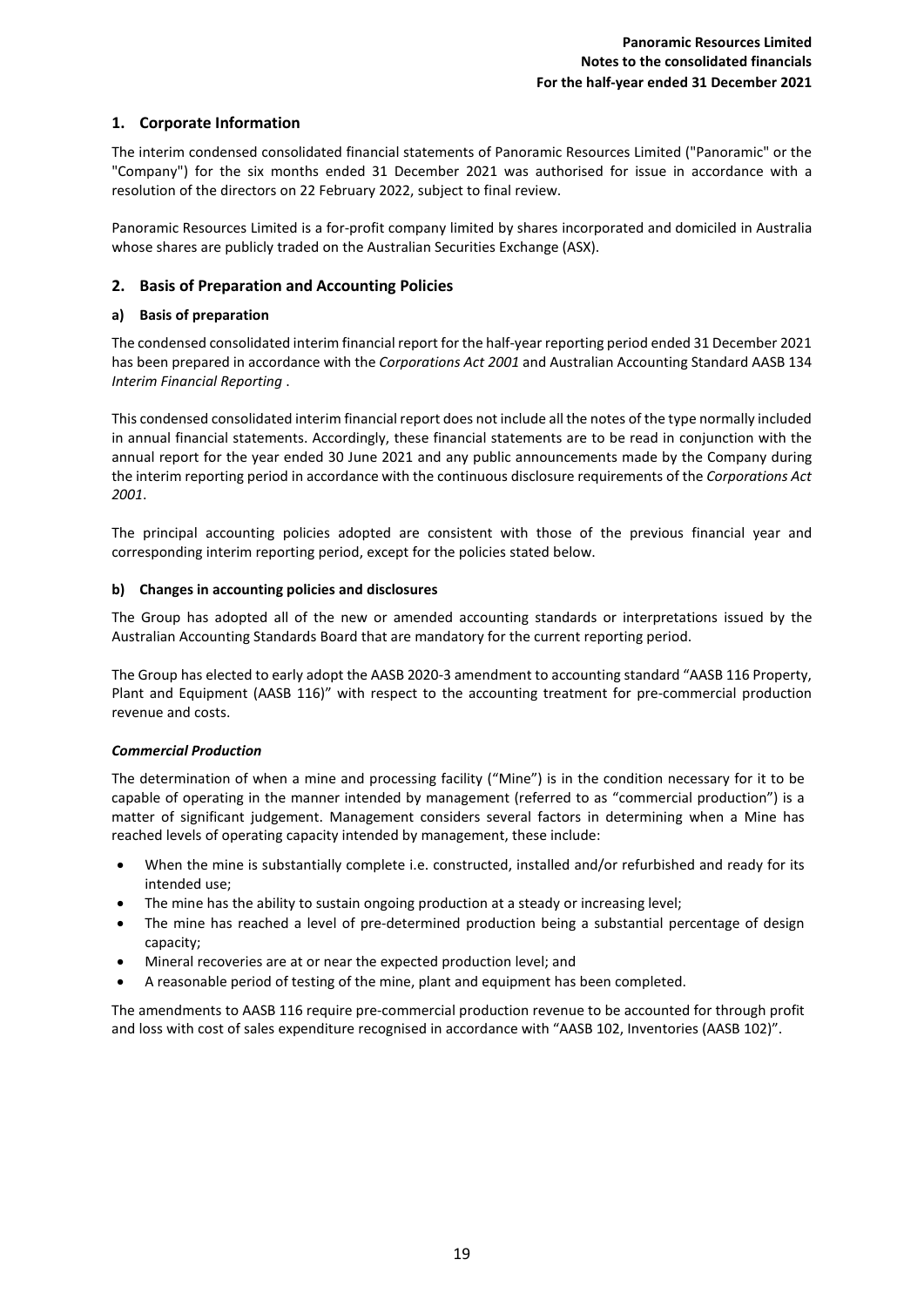## 1. Corporate Information

The interim condensed consolidated financial statements of Panoramic Resources Limited ("Panoramic" or the "Company") for the six months ended 31 December 2021 was authorised for issue in accordance with a resolution of the directors on 22 February 2022, subject to final review.

Panoramic Resources Limited is a for-profit company limited by shares incorporated and domiciled in Australia whose shares are publicly traded on the Australian Securities Exchange (ASX).

## 2. Basis of Preparation and Accounting Policies

### a) Basis of preparation

The condensed consolidated interim financial report for the half-year reporting period ended 31 December 2021 has been prepared in accordance with the *Corporations Act 2001* and Australian Accounting Standard AASB 134 *Interim Financial Reporting* .

This condensed consolidated interim financial report does not include all the notes of the type normally included in annual financial statements. Accordingly, these financial statements are to be read in conjunction with the annual report for the year ended 30 June 2021 and any public announcements made by the Company during the interim reporting period in accordance with the continuous disclosure requirements of the *Corporations Act 2001*.

The principal accounting policies adopted are consistent with those of the previous financial year and corresponding interim reporting period, except for the policies stated below.

### b) Changes in accounting policies and disclosures

The Group has adopted all of the new or amended accounting standards or interpretations issued by the Australian Accounting Standards Board that are mandatory for the current reporting period.

The Group has elected to early adopt the AASB 2020-3 amendment to accounting standard "AASB 116 Property, Plant and Equipment (AASB 116)" with respect to the accounting treatment for pre-commercial production revenue and costs.

***Commercial Production***

The determination of when a mine and processing facility ("Mine") is in the condition necessary for it to be capable of operating in the manner intended by management (referred to as "commercial production") is a matter of significant judgement. Management considers several factors in determining when a Mine has reached levels of operating capacity intended by management, these include:

- When the mine is substantially complete i.e. constructed, installed and/or refurbished and ready for its intended use;
- The mine has the ability to sustain ongoing production at a steady or increasing level;
- The mine has reached a level of pre-determined production being a substantial percentage of design capacity;
- Mineral recoveries are at or near the expected production level; and
- A reasonable period of testing of the mine, plant and equipment has been completed.

The amendments to AASB 116 require pre-commercial production revenue to be accounted for through profit and loss with cost of sales expenditure recognised in accordance with "AASB 102, Inventories (AASB 102)".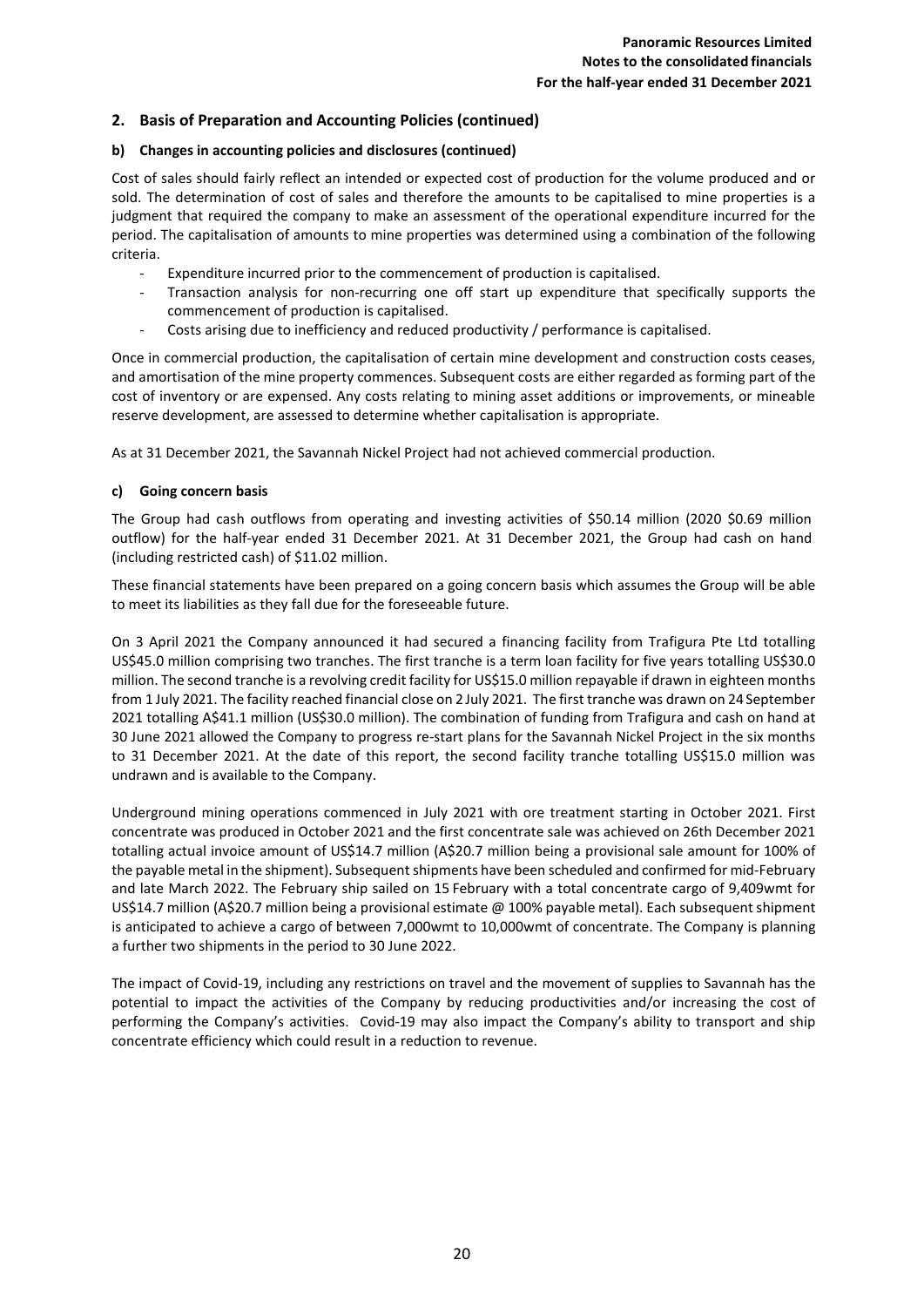## 2. Basis of Preparation and Accounting Policies (continued)

### b) Changes in accounting policies and disclosures (continued)

Cost of sales should fairly reflect an intended or expected cost of production for the volume produced and or sold. The determination of cost of sales and therefore the amounts to be capitalised to mine properties is a judgment that required the company to make an assessment of the operational expenditure incurred for the period. The capitalisation of amounts to mine properties was determined using a combination of the following criteria.

- Expenditure incurred prior to the commencement of production is capitalised.
- Transaction analysis for non-recurring one off start up expenditure that specifically supports the commencement of production is capitalised.
- Costs arising due to inefficiency and reduced productivity / performance is capitalised.

Once in commercial production, the capitalisation of certain mine development and construction costs ceases, and amortisation of the mine property commences. Subsequent costs are either regarded as forming part of the cost of inventory or are expensed. Any costs relating to mining asset additions or improvements, or mineable reserve development, are assessed to determine whether capitalisation is appropriate.

As at 31 December 2021, the Savannah Nickel Project had not achieved commercial production.

### c) Going concern basis

The Group had cash outflows from operating and investing activities of $50.14 million (2020 $0.69 million outflow) for the half-year ended 31 December 2021. At 31 December 2021, the Group had cash on hand (including restricted cash) of $11.02 million.

These financial statements have been prepared on a going concern basis which assumes the Group will be able to meet its liabilities as they fall due for the foreseeable future.

On 3 April 2021 the Company announced it had secured a financing facility from Trafigura Pte Ltd totalling US$45.0 million comprising two tranches. The first tranche is a term loan facility for five years totalling US$30.0 million. The second tranche is a revolving credit facility for US$15.0 million repayable if drawn in eighteen months from 1 July 2021. The facility reached financial close on 2 July 2021. The first tranche was drawn on 24 September 2021 totalling A$41.1 million (US$30.0 million). The combination of funding from Trafigura and cash on hand at 30 June 2021 allowed the Company to progress re-start plans for the Savannah Nickel Project in the six months to 31 December 2021. At the date of this report, the second facility tranche totalling US$15.0 million was undrawn and is available to the Company.

Underground mining operations commenced in July 2021 with ore treatment starting in October 2021. First concentrate was produced in October 2021 and the first concentrate sale was achieved on 26th December 2021 totalling actual invoice amount of US$14.7 million (A$20.7 million being a provisional sale amount for 100% of the payable metal in the shipment). Subsequent shipments have been scheduled and confirmed for mid-February and late March 2022. The February ship sailed on 15 February with a total concentrate cargo of 9,409wmt for US$14.7 million (A$20.7 million being a provisional estimate @ 100% payable metal). Each subsequent shipment is anticipated to achieve a cargo of between 7,000wmt to 10,000wmt of concentrate. The Company is planning a further two shipments in the period to 30 June 2022.

The impact of Covid-19, including any restrictions on travel and the movement of supplies to Savannah has the potential to impact the activities of the Company by reducing productivities and/or increasing the cost of performing the Company's activities. Covid-19 may also impact the Company's ability to transport and ship concentrate efficiency which could result in a reduction to revenue.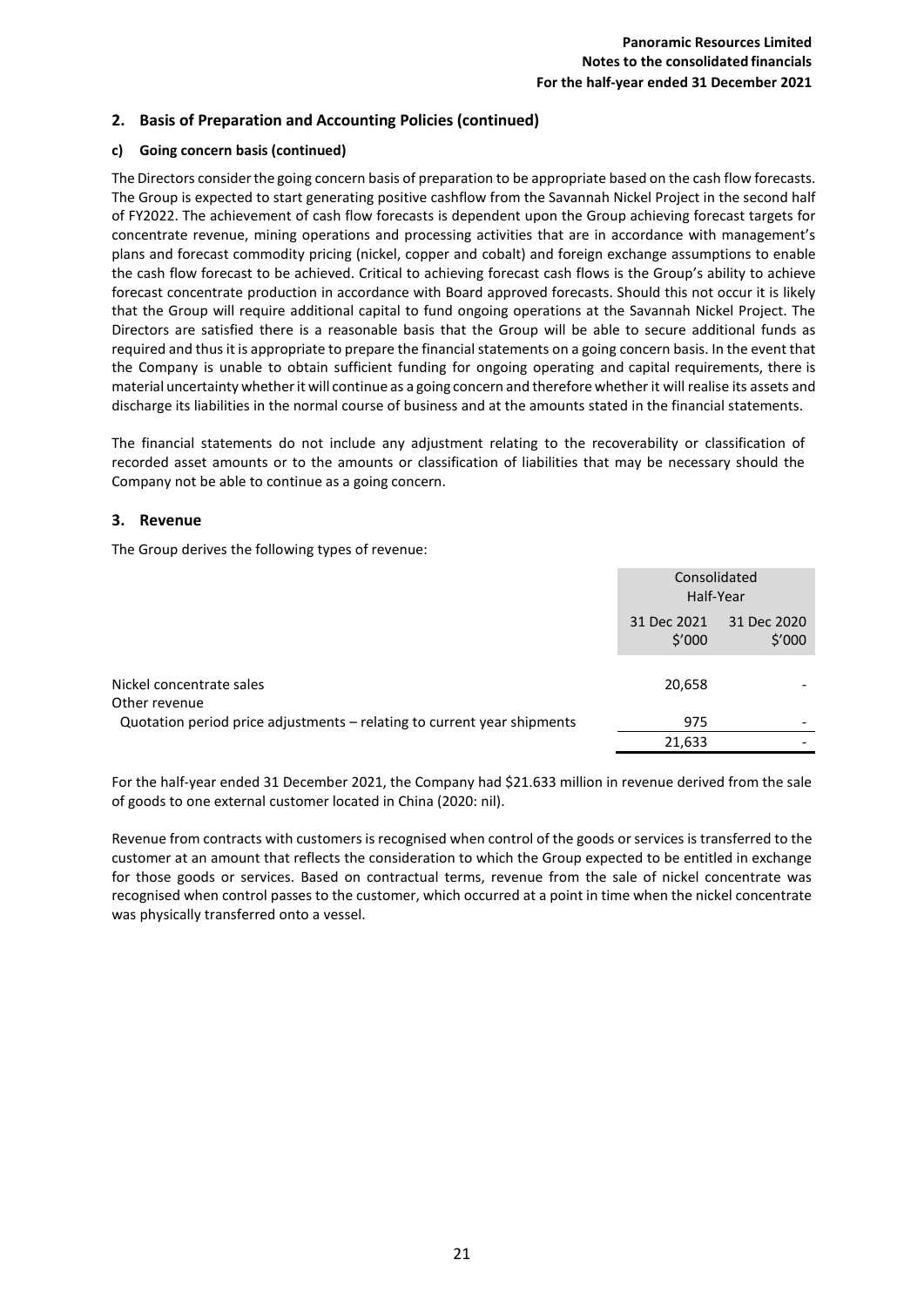## 2. Basis of Preparation and Accounting Policies (continued)

### c) Going concern basis (continued)

The Directors consider the going concern basis of preparation to be appropriate based on the cash flow forecasts. The Group is expected to start generating positive cashflow from the Savannah Nickel Project in the second half of FY2022. The achievement of cash flow forecasts is dependent upon the Group achieving forecast targets for concentrate revenue, mining operations and processing activities that are in accordance with management's plans and forecast commodity pricing (nickel, copper and cobalt) and foreign exchange assumptions to enable the cash flow forecast to be achieved. Critical to achieving forecast cash flows is the Group's ability to achieve forecast concentrate production in accordance with Board approved forecasts. Should this not occur it is likely that the Group will require additional capital to fund ongoing operations at the Savannah Nickel Project. The Directors are satisfied there is a reasonable basis that the Group will be able to secure additional funds as required and thus it is appropriate to prepare the financial statements on a going concern basis. In the event that the Company is unable to obtain sufficient funding for ongoing operating and capital requirements, there is material uncertainty whether it will continue as a going concern and therefore whether it will realise its assets and discharge its liabilities in the normal course of business and at the amounts stated in the financial statements.

The financial statements do not include any adjustment relating to the recoverability or classification of recorded asset amounts or to the amounts or classification of liabilities that may be necessary should the Company not be able to continue as a going concern.

## 3. Revenue

The Group derives the following types of revenue:

| | Consolidated Half-Year | |
|---|---|---|
| | 31 Dec 2021 $'000 | 31 Dec 2020 $'000 |
| Nickel concentrate sales | 20,658 | - |
| Other revenue | | |
| Quotation period price adjustments – relating to current year shipments | 975 | - |
| | 21,633 | - |

For the half-year ended 31 December 2021, the Company had $21.633 million in revenue derived from the sale of goods to one external customer located in China (2020: nil).

Revenue from contracts with customers is recognised when control of the goods or services is transferred to the customer at an amount that reflects the consideration to which the Group expected to be entitled in exchange for those goods or services. Based on contractual terms, revenue from the sale of nickel concentrate was recognised when control passes to the customer, which occurred at a point in time when the nickel concentrate was physically transferred onto a vessel.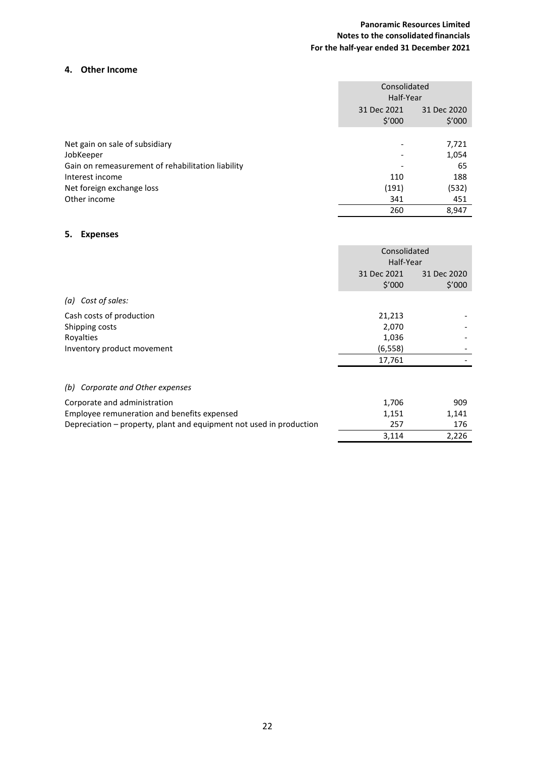## 4. Other Income

| | Consolidated Half-Year | |
|---|---|---|
| | 31 Dec 2021 $'000 | 31 Dec 2020 $'000 |
| Net gain on sale of subsidiary | - | 7,721 |
| JobKeeper | - | 1,054 |
| Gain on remeasurement of rehabilitation liability | - | 65 |
| Interest income | 110 | 188 |
| Net foreign exchange loss | (191) | (532) |
| Other income | 341 | 451 |
| | 260 | 8,947 |

## 5. Expenses

| | Consolidated Half-Year | |
|---|---|---|
| | 31 Dec 2021 $'000 | 31 Dec 2020 $'000 |
| *(a) Cost of sales:* | | |
| Cash costs of production | 21,213 | - |
| Shipping costs | 2,070 | - |
| Royalties | 1,036 | - |
| Inventory product movement | (6,558) | - |
| | 17,761 | - |
| *(b) Corporate and Other expenses* | | |
| Corporate and administration | 1,706 | 909 |
| Employee remuneration and benefits expensed | 1,151 | 1,141 |
| Depreciation – property, plant and equipment not used in production | 257 | 176 |
| | 3,114 | 2,226 |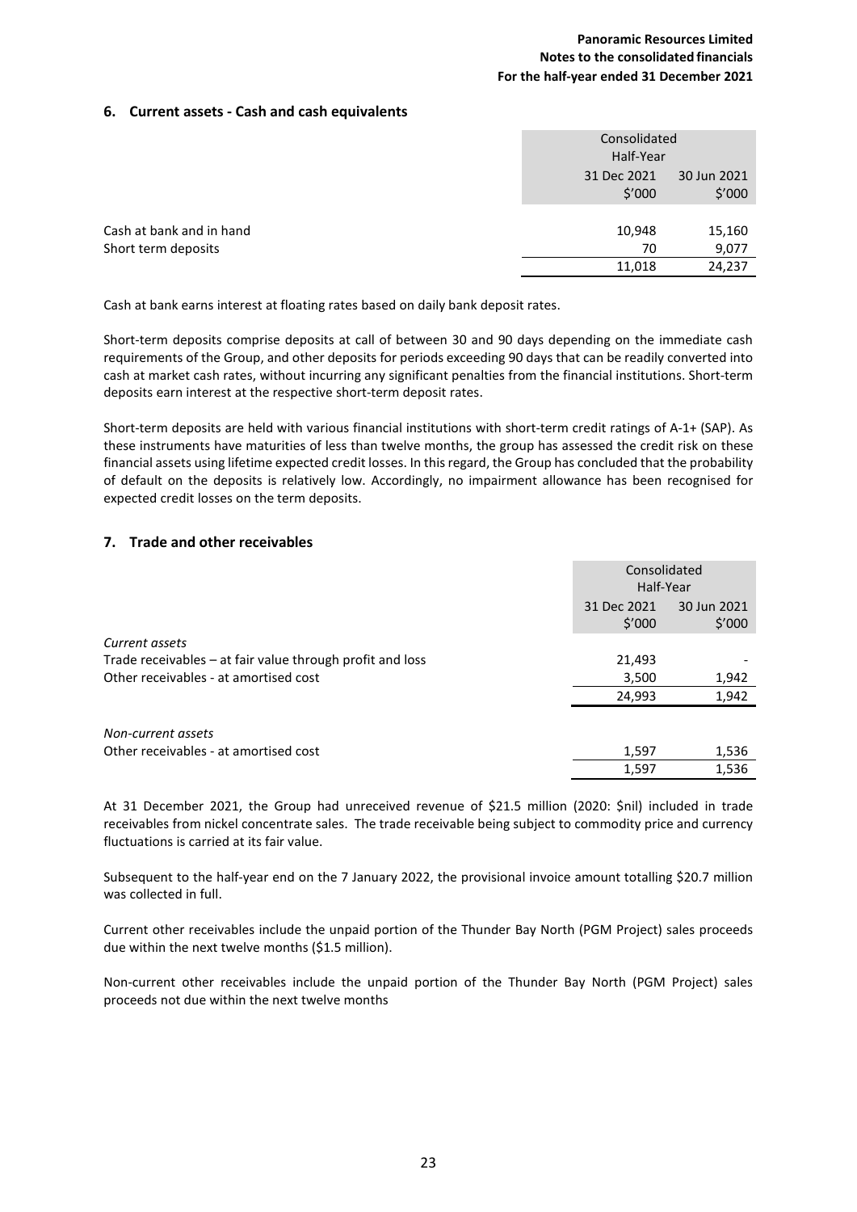## 6. Current assets - Cash and cash equivalents

| | Consolidated Half-Year | |
|---|---|---|
| | 31 Dec 2021 $'000 | 30 Jun 2021 $'000 |
| Cash at bank and in hand | 10,948 | 15,160 |
| Short term deposits | 70 | 9,077 |
| | 11,018 | 24,237 |

Cash at bank earns interest at floating rates based on daily bank deposit rates.

Short-term deposits comprise deposits at call of between 30 and 90 days depending on the immediate cash requirements of the Group, and other deposits for periods exceeding 90 days that can be readily converted into cash at market cash rates, without incurring any significant penalties from the financial institutions. Short-term deposits earn interest at the respective short-term deposit rates.

Short-term deposits are held with various financial institutions with short-term credit ratings of A-1+ (SAP). As these instruments have maturities of less than twelve months, the group has assessed the credit risk on these financial assets using lifetime expected credit losses. In this regard, the Group has concluded that the probability of default on the deposits is relatively low. Accordingly, no impairment allowance has been recognised for expected credit losses on the term deposits.

## 7. Trade and other receivables

| | Consolidated Half-Year | |
|---|---|---|
| | 31 Dec 2021 $'000 | 30 Jun 2021 $'000 |
| *Current assets* | | |
| Trade receivables – at fair value through profit and loss | 21,493 | - |
| Other receivables - at amortised cost | 3,500 | 1,942 |
| | 24,993 | 1,942 |
| *Non-current assets* | | |
| Other receivables - at amortised cost | 1,597 | 1,536 |
| | 1,597 | 1,536 |

At 31 December 2021, the Group had unreceived revenue of $21.5 million (2020: $nil) included in trade receivables from nickel concentrate sales. The trade receivable being subject to commodity price and currency fluctuations is carried at its fair value.

Subsequent to the half-year end on the 7 January 2022, the provisional invoice amount totalling $20.7 million was collected in full.

Current other receivables include the unpaid portion of the Thunder Bay North (PGM Project) sales proceeds due within the next twelve months ($1.5 million).

Non-current other receivables include the unpaid portion of the Thunder Bay North (PGM Project) sales proceeds not due within the next twelve months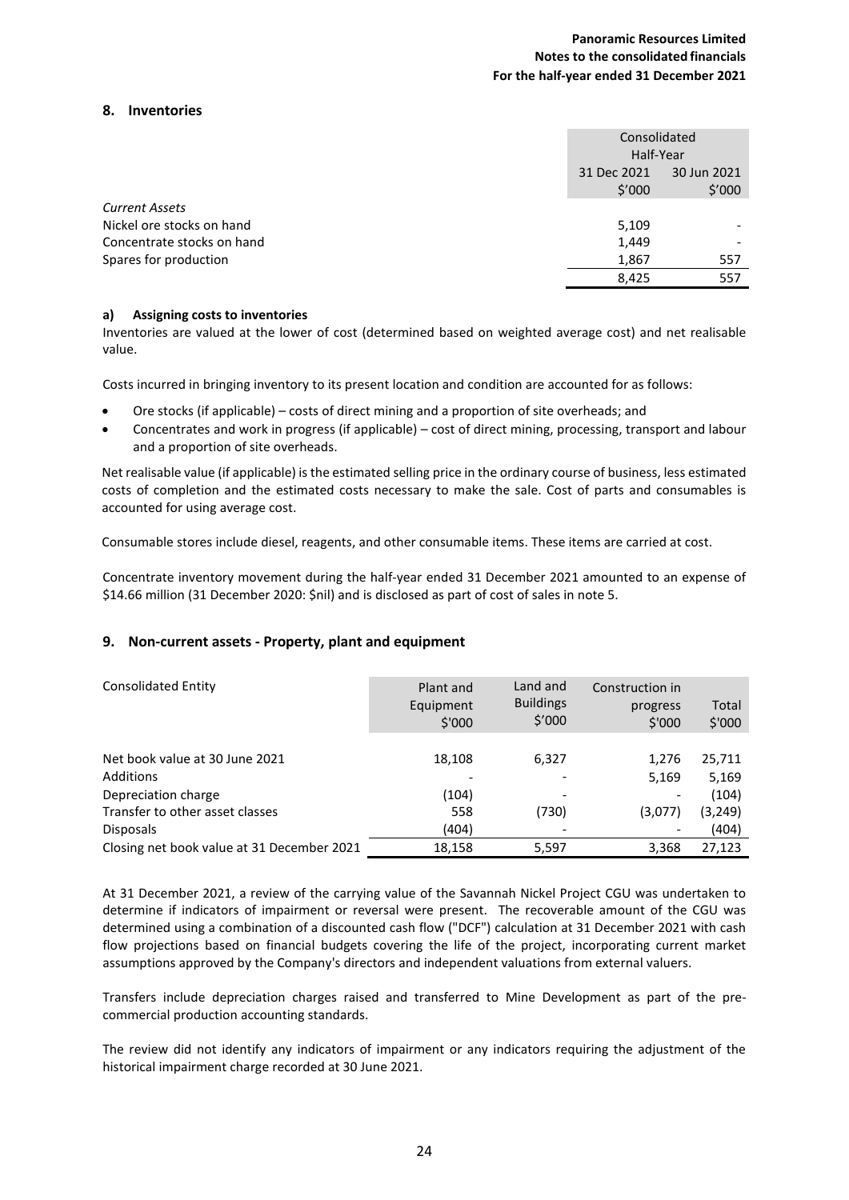## 8. Inventories

| | Consolidated Half-Year | |
|---|---|---|
| | 31 Dec 2021 $'000 | 30 Jun 2021 $'000 |
| *Current Assets* | | |
| Nickel ore stocks on hand | 5,109 | - |
| Concentrate stocks on hand | 1,449 | - |
| Spares for production | 1,867 | 557 |
| | 8,425 | 557 |

### a) Assigning costs to inventories

Inventories are valued at the lower of cost (determined based on weighted average cost) and net realisable value.

Costs incurred in bringing inventory to its present location and condition are accounted for as follows:

- Ore stocks (if applicable) – costs of direct mining and a proportion of site overheads; and
- Concentrates and work in progress (if applicable) – cost of direct mining, processing, transport and labour and a proportion of site overheads.

Net realisable value (if applicable) is the estimated selling price in the ordinary course of business, less estimated costs of completion and the estimated costs necessary to make the sale. Cost of parts and consumables is accounted for using average cost.

Consumable stores include diesel, reagents, and other consumable items. These items are carried at cost.

Concentrate inventory movement during the half-year ended 31 December 2021 amounted to an expense of $14.66 million (31 December 2020: $nil) and is disclosed as part of cost of sales in note 5.

## 9. Non-current assets - Property, plant and equipment

| Consolidated Entity | Plant and Equipment $'000 | Land and Buildings $'000 | Construction in progress $'000 | Total $'000 |
|---|---|---|---|---|
| Net book value at 30 June 2021 | 18,108 | 6,327 | 1,276 | 25,711 |
| Additions | - | - | 5,169 | 5,169 |
| Depreciation charge | (104) | - | - | (104) |
| Transfer to other asset classes | 558 | (730) | (3,077) | (3,249) |
| Disposals | (404) | - | - | (404) |
| Closing net book value at 31 December 2021 | 18,158 | 5,597 | 3,368 | 27,123 |

At 31 December 2021, a review of the carrying value of the Savannah Nickel Project CGU was undertaken to determine if indicators of impairment or reversal were present. The recoverable amount of the CGU was determined using a combination of a discounted cash flow ("DCF") calculation at 31 December 2021 with cash flow projections based on financial budgets covering the life of the project, incorporating current market assumptions approved by the Company's directors and independent valuations from external valuers.

Transfers include depreciation charges raised and transferred to Mine Development as part of the pre-commercial production accounting standards.

The review did not identify any indicators of impairment or any indicators requiring the adjustment of the historical impairment charge recorded at 30 June 2021.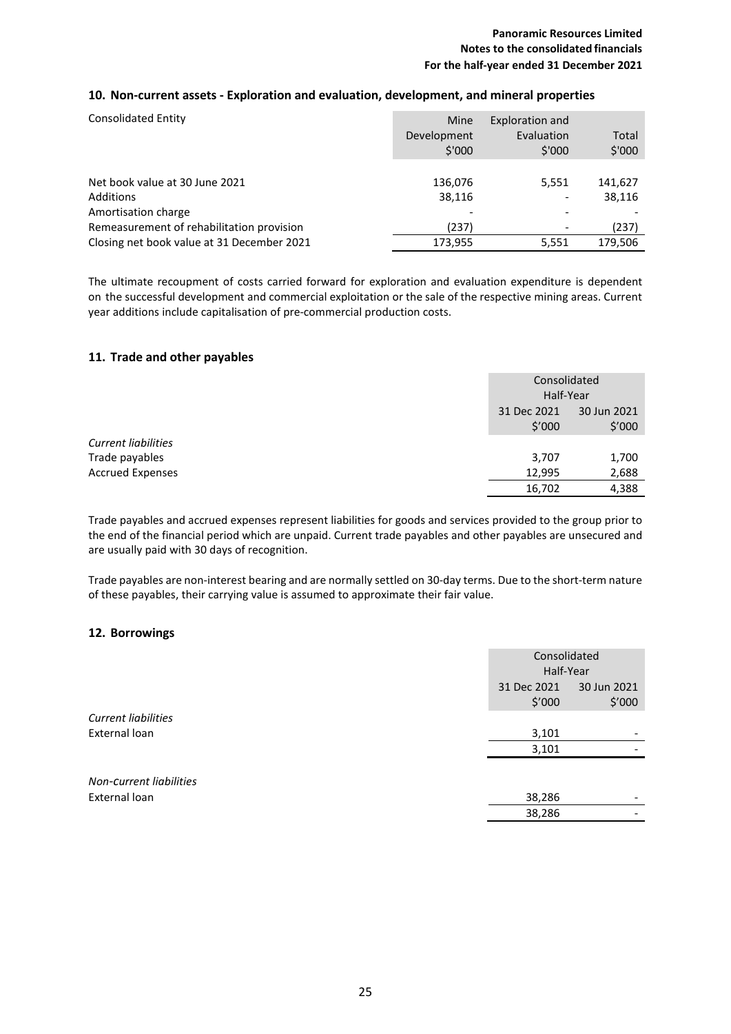## 10. Non-current assets - Exploration and evaluation, development, and mineral properties

| Consolidated Entity | Mine Development $'000 | Exploration and Evaluation $'000 | Total $'000 |
|---|---|---|---|
| Net book value at 30 June 2021 | 136,076 | 5,551 | 141,627 |
| Additions | 38,116 | - | 38,116 |
| Amortisation charge | - | - | - |
| Remeasurement of rehabilitation provision | (237) | - | (237) |
| Closing net book value at 31 December 2021 | 173,955 | 5,551 | 179,506 |

The ultimate recoupment of costs carried forward for exploration and evaluation expenditure is dependent on the successful development and commercial exploitation or the sale of the respective mining areas. Current year additions include capitalisation of pre-commercial production costs.

## 11. Trade and other payables

| | Consolidated Half-Year | |
|---|---|---|
| | 31 Dec 2021 $'000 | 30 Jun 2021 $'000 |
| *Current liabilities* | | |
| Trade payables | 3,707 | 1,700 |
| Accrued Expenses | 12,995 | 2,688 |
| | 16,702 | 4,388 |

Trade payables and accrued expenses represent liabilities for goods and services provided to the group prior to the end of the financial period which are unpaid. Current trade payables and other payables are unsecured and are usually paid with 30 days of recognition.

Trade payables are non-interest bearing and are normally settled on 30-day terms. Due to the short-term nature of these payables, their carrying value is assumed to approximate their fair value.

## 12. Borrowings

| | Consolidated Half-Year | |
|---|---|---|
| | 31 Dec 2021 $'000 | 30 Jun 2021 $'000 |
| *Current liabilities* | | |
| External loan | 3,101 | - |
| | 3,101 | - |
| *Non-current liabilities* | | |
| External loan | 38,286 | - |
| | 38,286 | - |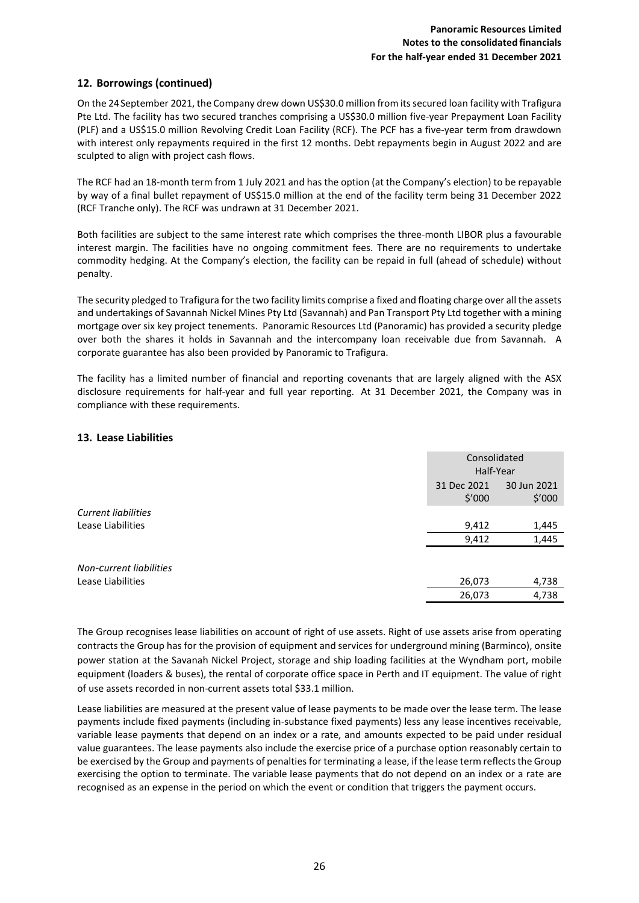## 12. Borrowings (continued)

On the 24 September 2021, the Company drew down US$30.0 million from its secured loan facility with Trafigura Pte Ltd. The facility has two secured tranches comprising a US$30.0 million five-year Prepayment Loan Facility (PLF) and a US$15.0 million Revolving Credit Loan Facility (RCF). The PCF has a five-year term from drawdown with interest only repayments required in the first 12 months. Debt repayments begin in August 2022 and are sculpted to align with project cash flows.

The RCF had an 18-month term from 1 July 2021 and has the option (at the Company's election) to be repayable by way of a final bullet repayment of US$15.0 million at the end of the facility term being 31 December 2022 (RCF Tranche only). The RCF was undrawn at 31 December 2021.

Both facilities are subject to the same interest rate which comprises the three-month LIBOR plus a favourable interest margin. The facilities have no ongoing commitment fees. There are no requirements to undertake commodity hedging. At the Company's election, the facility can be repaid in full (ahead of schedule) without penalty.

The security pledged to Trafigura for the two facility limits comprise a fixed and floating charge over all the assets and undertakings of Savannah Nickel Mines Pty Ltd (Savannah) and Pan Transport Pty Ltd together with a mining mortgage over six key project tenements. Panoramic Resources Ltd (Panoramic) has provided a security pledge over both the shares it holds in Savannah and the intercompany loan receivable due from Savannah. A corporate guarantee has also been provided by Panoramic to Trafigura.

The facility has a limited number of financial and reporting covenants that are largely aligned with the ASX disclosure requirements for half-year and full year reporting. At 31 December 2021, the Company was in compliance with these requirements.

## 13. Lease Liabilities

| | Consolidated Half-Year | |
|---|---|---|
| | 31 Dec 2021 $'000 | 30 Jun 2021 $'000 |
| *Current liabilities* | | |
| Lease Liabilities | 9,412 | 1,445 |
| | 9,412 | 1,445 |
| *Non-current liabilities* | | |
| Lease Liabilities | 26,073 | 4,738 |
| | 26,073 | 4,738 |

The Group recognises lease liabilities on account of right of use assets. Right of use assets arise from operating contracts the Group has for the provision of equipment and services for underground mining (Barminco), onsite power station at the Savanah Nickel Project, storage and ship loading facilities at the Wyndham port, mobile equipment (loaders & buses), the rental of corporate office space in Perth and IT equipment. The value of right of use assets recorded in non-current assets total $33.1 million.

Lease liabilities are measured at the present value of lease payments to be made over the lease term. The lease payments include fixed payments (including in-substance fixed payments) less any lease incentives receivable, variable lease payments that depend on an index or a rate, and amounts expected to be paid under residual value guarantees. The lease payments also include the exercise price of a purchase option reasonably certain to be exercised by the Group and payments of penalties for terminating a lease, if the lease term reflects the Group exercising the option to terminate. The variable lease payments that do not depend on an index or a rate are recognised as an expense in the period on which the event or condition that triggers the payment occurs.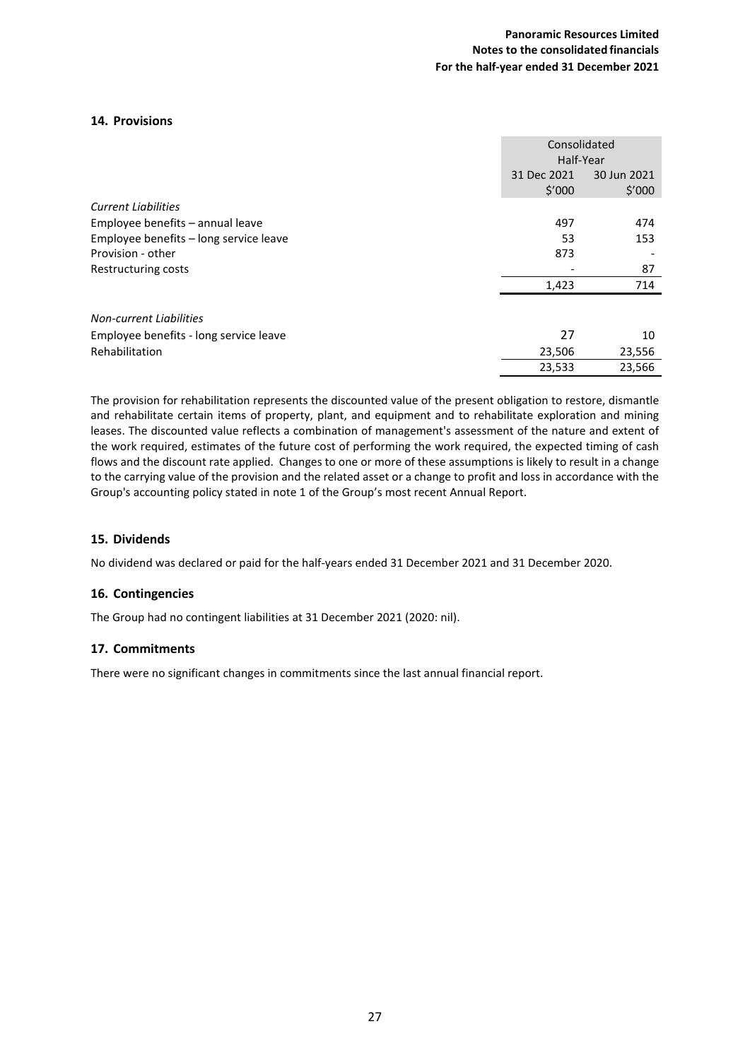## 14. Provisions

| | Consolidated Half-Year | |
|---|---|---|
| | 31 Dec 2021 | 30 Jun 2021 |
| | $'000 | $'000 |
| *Current Liabilities* | | |
| Employee benefits – annual leave | 497 | 474 |
| Employee benefits – long service leave | 53 | 153 |
| Provision - other | 873 | - |
| Restructuring costs | - | 87 |
| | 1,423 | 714 |
| *Non-current Liabilities* | | |
| Employee benefits - long service leave | 27 | 10 |
| Rehabilitation | 23,506 | 23,556 |
| | 23,533 | 23,566 |

The provision for rehabilitation represents the discounted value of the present obligation to restore, dismantle and rehabilitate certain items of property, plant, and equipment and to rehabilitate exploration and mining leases. The discounted value reflects a combination of management's assessment of the nature and extent of the work required, estimates of the future cost of performing the work required, the expected timing of cash flows and the discount rate applied. Changes to one or more of these assumptions is likely to result in a change to the carrying value of the provision and the related asset or a change to profit and loss in accordance with the Group's accounting policy stated in note 1 of the Group's most recent Annual Report.

## 15. Dividends

No dividend was declared or paid for the half-years ended 31 December 2021 and 31 December 2020.

## 16. Contingencies

The Group had no contingent liabilities at 31 December 2021 (2020: nil).

## 17. Commitments

There were no significant changes in commitments since the last annual financial report.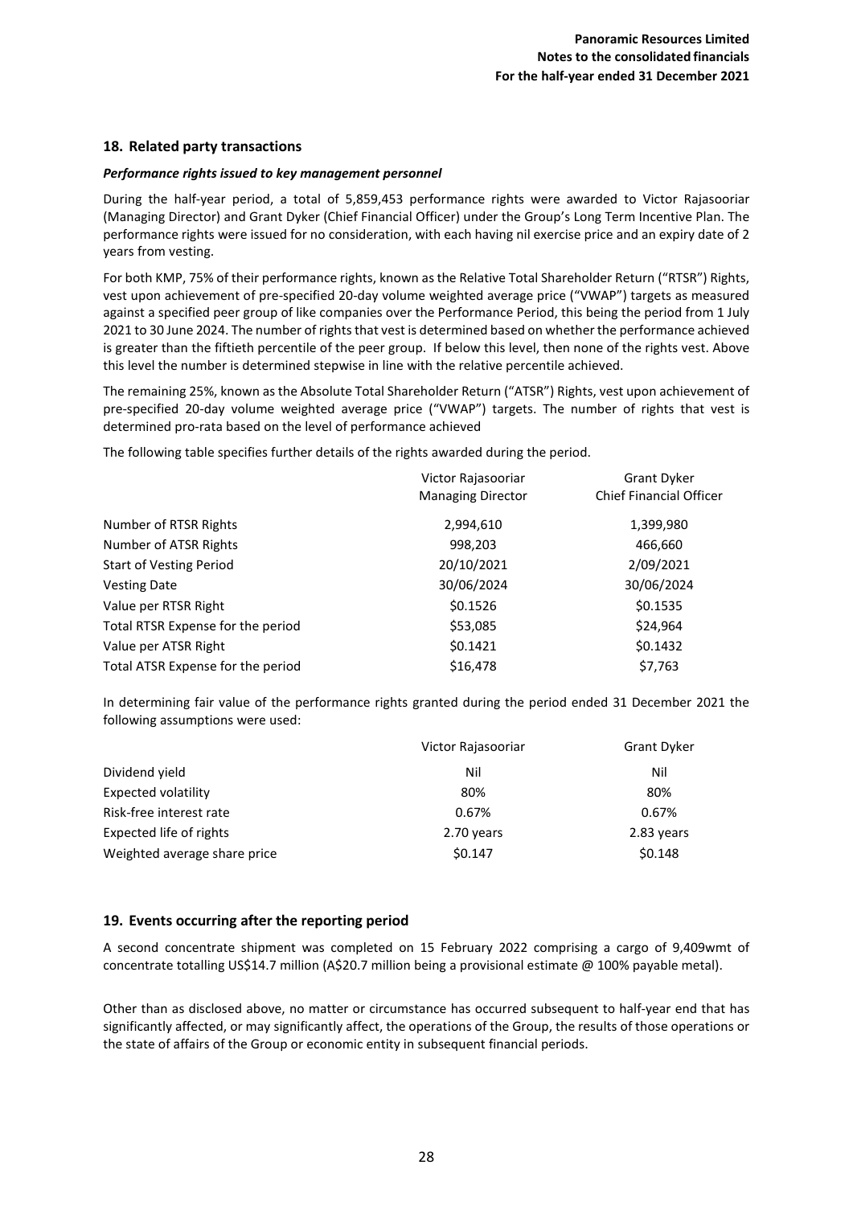## 18. Related party transactions

***Performance rights issued to key management personnel***

During the half-year period, a total of 5,859,453 performance rights were awarded to Victor Rajasooriar (Managing Director) and Grant Dyker (Chief Financial Officer) under the Group's Long Term Incentive Plan. The performance rights were issued for no consideration, with each having nil exercise price and an expiry date of 2 years from vesting.

For both KMP, 75% of their performance rights, known as the Relative Total Shareholder Return ("RTSR") Rights, vest upon achievement of pre-specified 20-day volume weighted average price ("VWAP") targets as measured against a specified peer group of like companies over the Performance Period, this being the period from 1 July 2021 to 30 June 2024. The number of rights that vest is determined based on whether the performance achieved is greater than the fiftieth percentile of the peer group. If below this level, then none of the rights vest. Above this level the number is determined stepwise in line with the relative percentile achieved.

The remaining 25%, known as the Absolute Total Shareholder Return ("ATSR") Rights, vest upon achievement of pre-specified 20-day volume weighted average price ("VWAP") targets. The number of rights that vest is determined pro-rata based on the level of performance achieved

The following table specifies further details of the rights awarded during the period.

| | Victor Rajasooriar<br>Managing Director | Grant Dyker<br>Chief Financial Officer |
|---|---|---|
| Number of RTSR Rights | 2,994,610 | 1,399,980 |
| Number of ATSR Rights | 998,203 | 466,660 |
| Start of Vesting Period | 20/10/2021 | 2/09/2021 |
| Vesting Date | 30/06/2024 | 30/06/2024 |
| Value per RTSR Right | $0.1526 | $0.1535 |
| Total RTSR Expense for the period | $53,085 | $24,964 |
| Value per ATSR Right | $0.1421 | $0.1432 |
| Total ATSR Expense for the period | $16,478 | $7,763 |

In determining fair value of the performance rights granted during the period ended 31 December 2021 the following assumptions were used:

| | Victor Rajasooriar | Grant Dyker |
|---|---|---|
| Dividend yield | Nil | Nil |
| Expected volatility | 80% | 80% |
| Risk-free interest rate | 0.67% | 0.67% |
| Expected life of rights | 2.70 years | 2.83 years |
| Weighted average share price | $0.147 | $0.148 |

## 19. Events occurring after the reporting period

A second concentrate shipment was completed on 15 February 2022 comprising a cargo of 9,409wmt of concentrate totalling US$14.7 million (A$20.7 million being a provisional estimate @ 100% payable metal).

Other than as disclosed above, no matter or circumstance has occurred subsequent to half-year end that has significantly affected, or may significantly affect, the operations of the Group, the results of those operations or the state of affairs of the Group or economic entity in subsequent financial periods.